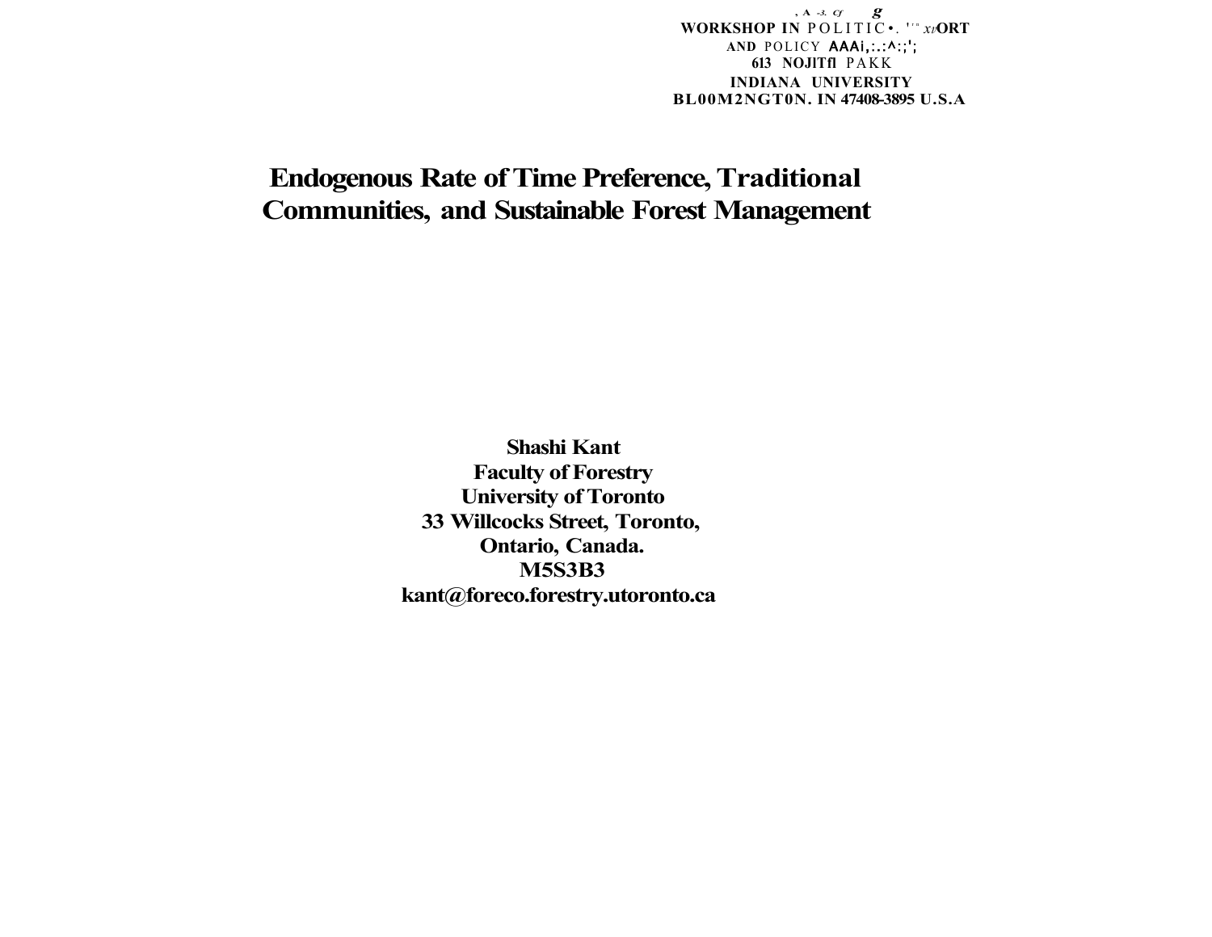, A -3. Cf g
WORKSHOP IN POLITIC•. '' xt/ORT
AND POLICY AAAi,:.:^:;';
613 NOJITfl PAKK
INDIANA UNIVERSITY
BL00M2NGT0N. IN 47408-3895 U.S.A

# Endogenous Rate of Time Preference, Traditional Communities, and Sustainable Forest Management

**Shashi Kant**
**Faculty of Forestry**
**University of Toronto**
**33 Willcocks Street, Toronto,**
**Ontario, Canada.**
**M5S3B3**
**kant@foreco.forestry.utoronto.ca**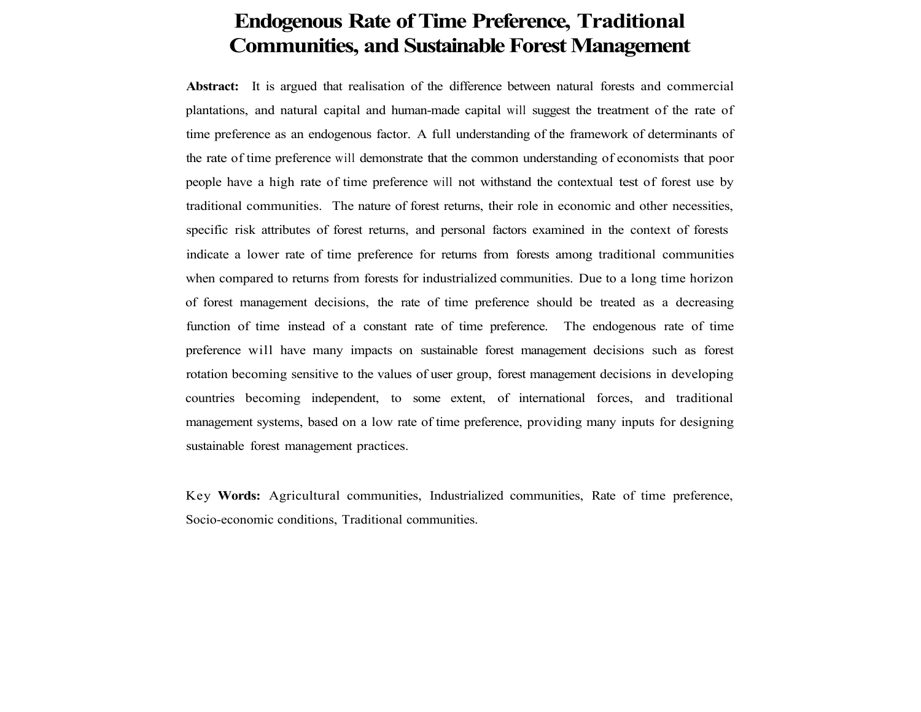# Endogenous Rate of Time Preference, Traditional Communities, and Sustainable Forest Management

**Abstract:** It is argued that realisation of the difference between natural forests and commercial plantations, and natural capital and human-made capital will suggest the treatment of the rate of time preference as an endogenous factor. A full understanding of the framework of determinants of the rate of time preference will demonstrate that the common understanding of economists that poor people have a high rate of time preference will not withstand the contextual test of forest use by traditional communities. The nature of forest returns, their role in economic and other necessities, specific risk attributes of forest returns, and personal factors examined in the context of forests indicate a lower rate of time preference for returns from forests among traditional communities when compared to returns from forests for industrialized communities. Due to a long time horizon of forest management decisions, the rate of time preference should be treated as a decreasing function of time instead of a constant rate of time preference. The endogenous rate of time preference will have many impacts on sustainable forest management decisions such as forest rotation becoming sensitive to the values of user group, forest management decisions in developing countries becoming independent, to some extent, of international forces, and traditional management systems, based on a low rate of time preference, providing many inputs for designing sustainable forest management practices.

Key **Words:** Agricultural communities, Industrialized communities, Rate of time preference, Socio-economic conditions, Traditional communities.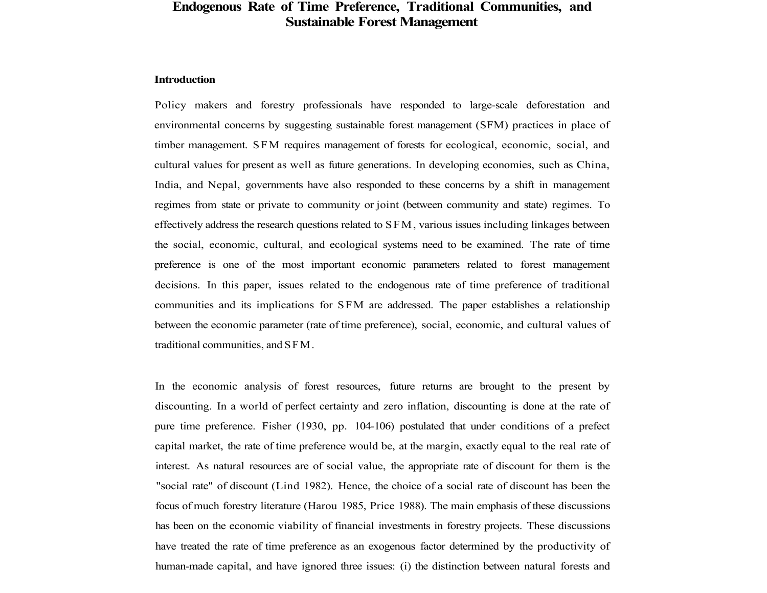# Endogenous Rate of Time Preference, Traditional Communities, and Sustainable Forest Management

## Introduction

Policy makers and forestry professionals have responded to large-scale deforestation and environmental concerns by suggesting sustainable forest management (SFM) practices in place of timber management. SFM requires management of forests for ecological, economic, social, and cultural values for present as well as future generations. In developing economies, such as China, India, and Nepal, governments have also responded to these concerns by a shift in management regimes from state or private to community or joint (between community and state) regimes. To effectively address the research questions related to SFM, various issues including linkages between the social, economic, cultural, and ecological systems need to be examined. The rate of time preference is one of the most important economic parameters related to forest management decisions. In this paper, issues related to the endogenous rate of time preference of traditional communities and its implications for SFM are addressed. The paper establishes a relationship between the economic parameter (rate of time preference), social, economic, and cultural values of traditional communities, and SFM.

In the economic analysis of forest resources, future returns are brought to the present by discounting. In a world of perfect certainty and zero inflation, discounting is done at the rate of pure time preference. Fisher (1930, pp. 104-106) postulated that under conditions of a prefect capital market, the rate of time preference would be, at the margin, exactly equal to the real rate of interest. As natural resources are of social value, the appropriate rate of discount for them is the "social rate" of discount (Lind 1982). Hence, the choice of a social rate of discount has been the focus of much forestry literature (Harou 1985, Price 1988). The main emphasis of these discussions has been on the economic viability of financial investments in forestry projects. These discussions have treated the rate of time preference as an exogenous factor determined by the productivity of human-made capital, and have ignored three issues: (i) the distinction between natural forests and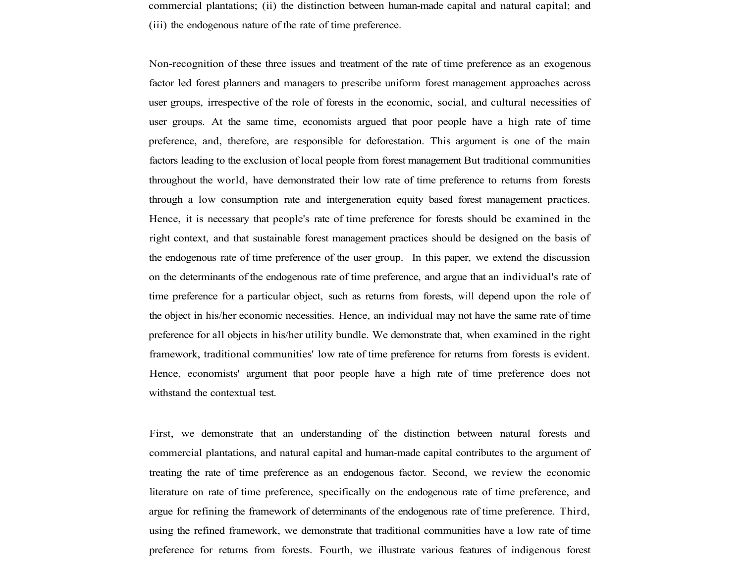commercial plantations; (ii) the distinction between human-made capital and natural capital; and (iii) the endogenous nature of the rate of time preference.

Non-recognition of these three issues and treatment of the rate of time preference as an exogenous factor led forest planners and managers to prescribe uniform forest management approaches across user groups, irrespective of the role of forests in the economic, social, and cultural necessities of user groups. At the same time, economists argued that poor people have a high rate of time preference, and, therefore, are responsible for deforestation. This argument is one of the main factors leading to the exclusion of local people from forest management But traditional communities throughout the world, have demonstrated their low rate of time preference to returns from forests through a low consumption rate and intergeneration equity based forest management practices. Hence, it is necessary that people's rate of time preference for forests should be examined in the right context, and that sustainable forest management practices should be designed on the basis of the endogenous rate of time preference of the user group. In this paper, we extend the discussion on the determinants of the endogenous rate of time preference, and argue that an individual's rate of time preference for a particular object, such as returns from forests, will depend upon the role of the object in his/her economic necessities. Hence, an individual may not have the same rate of time preference for all objects in his/her utility bundle. We demonstrate that, when examined in the right framework, traditional communities' low rate of time preference for returns from forests is evident. Hence, economists' argument that poor people have a high rate of time preference does not withstand the contextual test.

First, we demonstrate that an understanding of the distinction between natural forests and commercial plantations, and natural capital and human-made capital contributes to the argument of treating the rate of time preference as an endogenous factor. Second, we review the economic literature on rate of time preference, specifically on the endogenous rate of time preference, and argue for refining the framework of determinants of the endogenous rate of time preference. Third, using the refined framework, we demonstrate that traditional communities have a low rate of time preference for returns from forests. Fourth, we illustrate various features of indigenous forest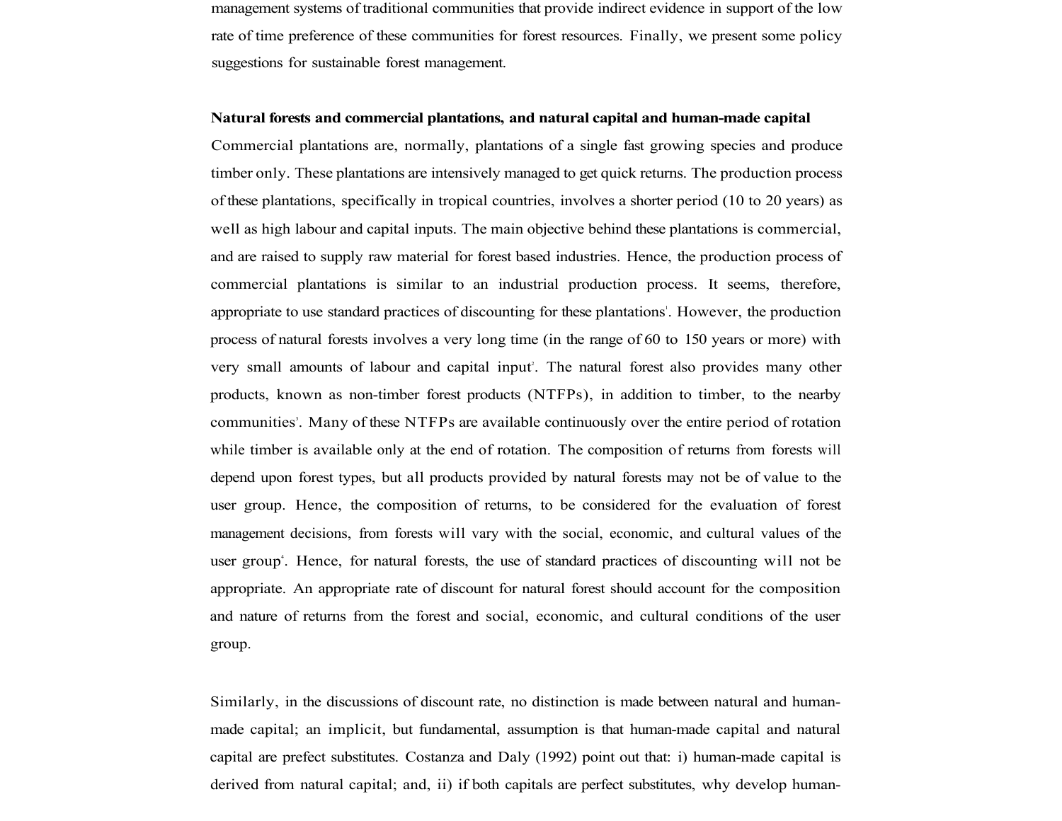management systems of traditional communities that provide indirect evidence in support of the low rate of time preference of these communities for forest resources. Finally, we present some policy suggestions for sustainable forest management.

**Natural forests and commercial plantations, and natural capital and human-made capital**

Commercial plantations are, normally, plantations of a single fast growing species and produce timber only. These plantations are intensively managed to get quick returns. The production process of these plantations, specifically in tropical countries, involves a shorter period (10 to 20 years) as well as high labour and capital inputs. The main objective behind these plantations is commercial, and are raised to supply raw material for forest based industries. Hence, the production process of commercial plantations is similar to an industrial production process. It seems, therefore, appropriate to use standard practices of discounting for these plantations[1]. However, the production process of natural forests involves a very long time (in the range of 60 to 150 years or more) with very small amounts of labour and capital input[2]. The natural forest also provides many other products, known as non-timber forest products (NTFPs), in addition to timber, to the nearby communities[3]. Many of these NTFPs are available continuously over the entire period of rotation while timber is available only at the end of rotation. The composition of returns from forests will depend upon forest types, but all products provided by natural forests may not be of value to the user group. Hence, the composition of returns, to be considered for the evaluation of forest management decisions, from forests will vary with the social, economic, and cultural values of the user group[4]. Hence, for natural forests, the use of standard practices of discounting will not be appropriate. An appropriate rate of discount for natural forest should account for the composition and nature of returns from the forest and social, economic, and cultural conditions of the user group.

Similarly, in the discussions of discount rate, no distinction is made between natural and human-made capital; an implicit, but fundamental, assumption is that human-made capital and natural capital are prefect substitutes. Costanza and Daly (1992) point out that: i) human-made capital is derived from natural capital; and, ii) if both capitals are perfect substitutes, why develop human-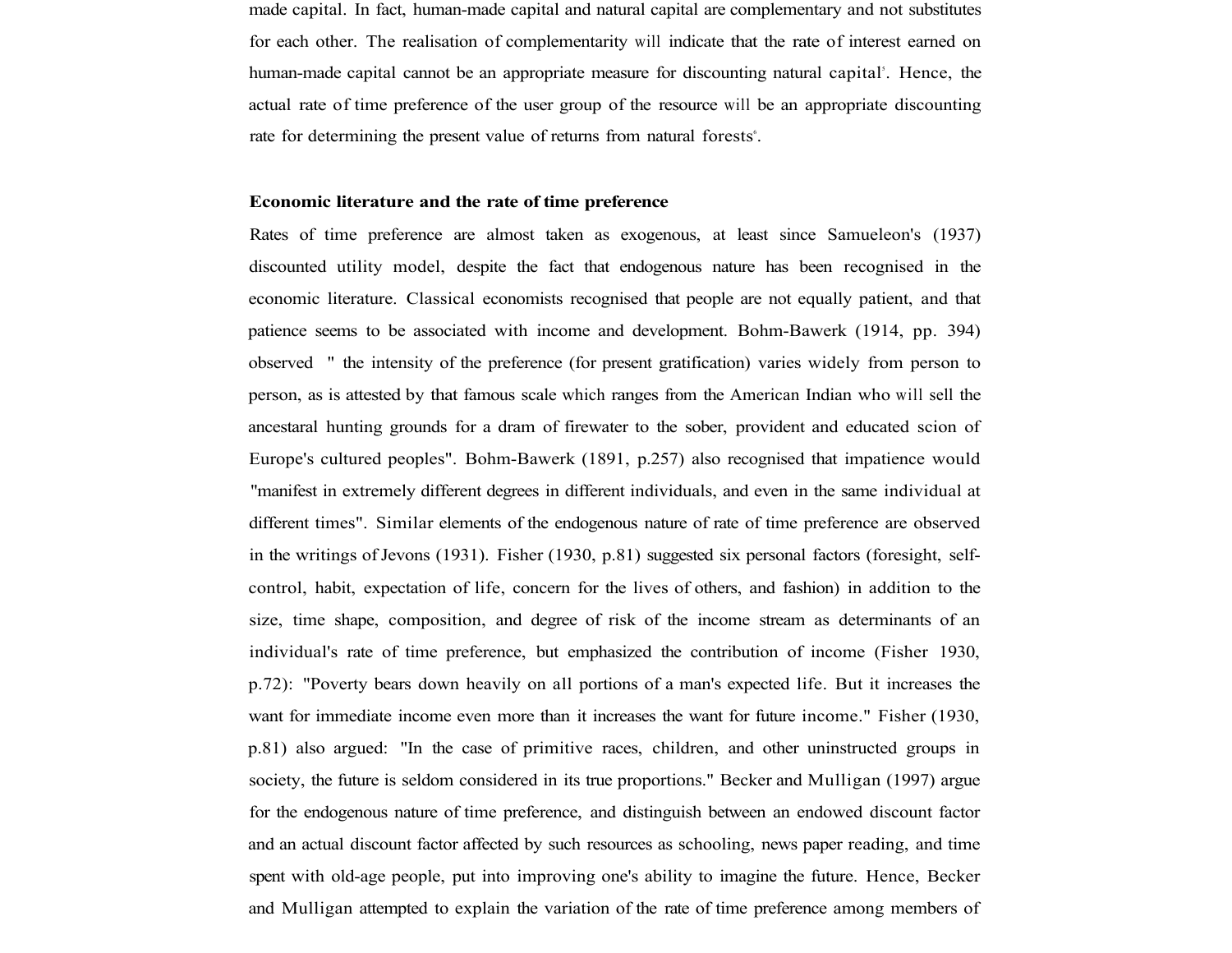made capital. In fact, human-made capital and natural capital are complementary and not substitutes for each other. The realisation of complementarity will indicate that the rate of interest earned on human-made capital cannot be an appropriate measure for discounting natural capital[5]. Hence, the actual rate of time preference of the user group of the resource will be an appropriate discounting rate for determining the present value of returns from natural forests[6].

**Economic literature and the rate of time preference**

Rates of time preference are almost taken as exogenous, at least since Samueleon's (1937) discounted utility model, despite the fact that endogenous nature has been recognised in the economic literature. Classical economists recognised that people are not equally patient, and that patience seems to be associated with income and development. Bohm-Bawerk (1914, pp. 394) observed " the intensity of the preference (for present gratification) varies widely from person to person, as is attested by that famous scale which ranges from the American Indian who will sell the ancestaral hunting grounds for a dram of firewater to the sober, provident and educated scion of Europe's cultured peoples". Bohm-Bawerk (1891, p.257) also recognised that impatience would "manifest in extremely different degrees in different individuals, and even in the same individual at different times". Similar elements of the endogenous nature of rate of time preference are observed in the writings of Jevons (1931). Fisher (1930, p.81) suggested six personal factors (foresight, self-control, habit, expectation of life, concern for the lives of others, and fashion) in addition to the size, time shape, composition, and degree of risk of the income stream as determinants of an individual's rate of time preference, but emphasized the contribution of income (Fisher 1930, p.72): "Poverty bears down heavily on all portions of a man's expected life. But it increases the want for immediate income even more than it increases the want for future income." Fisher (1930, p.81) also argued: "In the case of primitive races, children, and other uninstructed groups in society, the future is seldom considered in its true proportions." Becker and Mulligan (1997) argue for the endogenous nature of time preference, and distinguish between an endowed discount factor and an actual discount factor affected by such resources as schooling, news paper reading, and time spent with old-age people, put into improving one's ability to imagine the future. Hence, Becker and Mulligan attempted to explain the variation of the rate of time preference among members of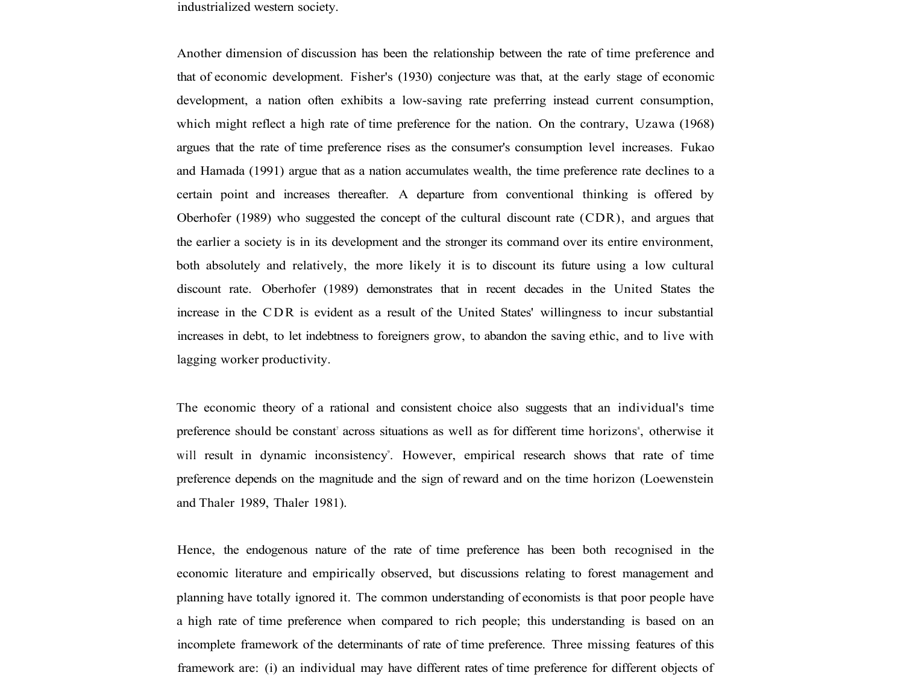industrialized western society.

Another dimension of discussion has been the relationship between the rate of time preference and that of economic development. Fisher's (1930) conjecture was that, at the early stage of economic development, a nation often exhibits a low-saving rate preferring instead current consumption, which might reflect a high rate of time preference for the nation. On the contrary, Uzawa (1968) argues that the rate of time preference rises as the consumer's consumption level increases. Fukao and Hamada (1991) argue that as a nation accumulates wealth, the time preference rate declines to a certain point and increases thereafter. A departure from conventional thinking is offered by Oberhofer (1989) who suggested the concept of the cultural discount rate (CDR), and argues that the earlier a society is in its development and the stronger its command over its entire environment, both absolutely and relatively, the more likely it is to discount its future using a low cultural discount rate. Oberhofer (1989) demonstrates that in recent decades in the United States the increase in the CDR is evident as a result of the United States' willingness to incur substantial increases in debt, to let indebtness to foreigners grow, to abandon the saving ethic, and to live with lagging worker productivity.

The economic theory of a rational and consistent choice also suggests that an individual's time preference should be constant[7] across situations as well as for different time horizons[8], otherwise it will result in dynamic inconsistency[9]. However, empirical research shows that rate of time preference depends on the magnitude and the sign of reward and on the time horizon (Loewenstein and Thaler 1989, Thaler 1981).

Hence, the endogenous nature of the rate of time preference has been both recognised in the economic literature and empirically observed, but discussions relating to forest management and planning have totally ignored it. The common understanding of economists is that poor people have a high rate of time preference when compared to rich people; this understanding is based on an incomplete framework of the determinants of rate of time preference. Three missing features of this framework are: (i) an individual may have different rates of time preference for different objects of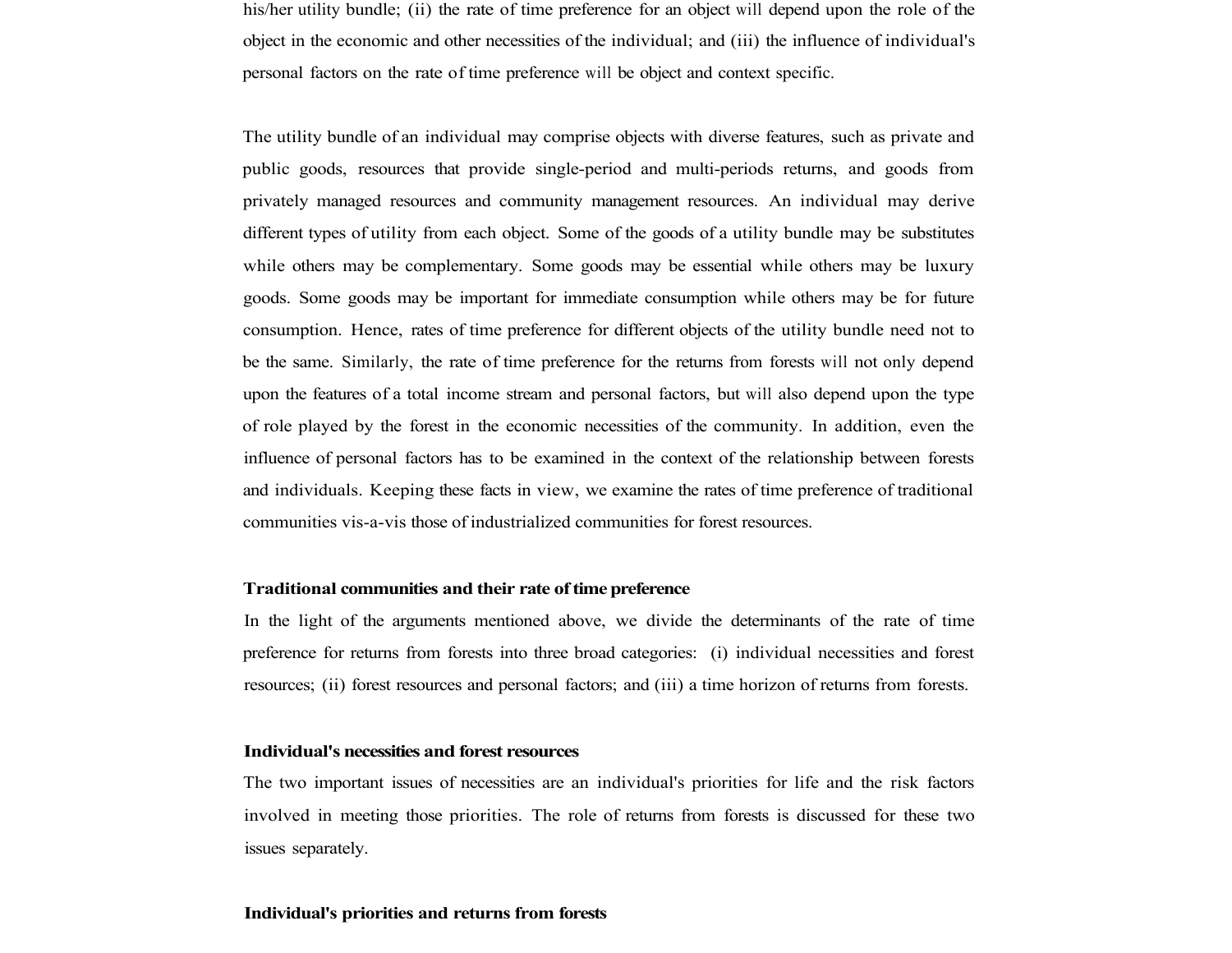his/her utility bundle; (ii) the rate of time preference for an object will depend upon the role of the object in the economic and other necessities of the individual; and (iii) the influence of individual's personal factors on the rate of time preference will be object and context specific.

The utility bundle of an individual may comprise objects with diverse features, such as private and public goods, resources that provide single-period and multi-periods returns, and goods from privately managed resources and community management resources. An individual may derive different types of utility from each object. Some of the goods of a utility bundle may be substitutes while others may be complementary. Some goods may be essential while others may be luxury goods. Some goods may be important for immediate consumption while others may be for future consumption. Hence, rates of time preference for different objects of the utility bundle need not to be the same. Similarly, the rate of time preference for the returns from forests will not only depend upon the features of a total income stream and personal factors, but will also depend upon the type of role played by the forest in the economic necessities of the community. In addition, even the influence of personal factors has to be examined in the context of the relationship between forests and individuals. Keeping these facts in view, we examine the rates of time preference of traditional communities vis-a-vis those of industrialized communities for forest resources.

**Traditional communities and their rate of time preference**

In the light of the arguments mentioned above, we divide the determinants of the rate of time preference for returns from forests into three broad categories: (i) individual necessities and forest resources; (ii) forest resources and personal factors; and (iii) a time horizon of returns from forests.

**Individual's necessities and forest resources**

The two important issues of necessities are an individual's priorities for life and the risk factors involved in meeting those priorities. The role of returns from forests is discussed for these two issues separately.

**Individual's priorities and returns from forests**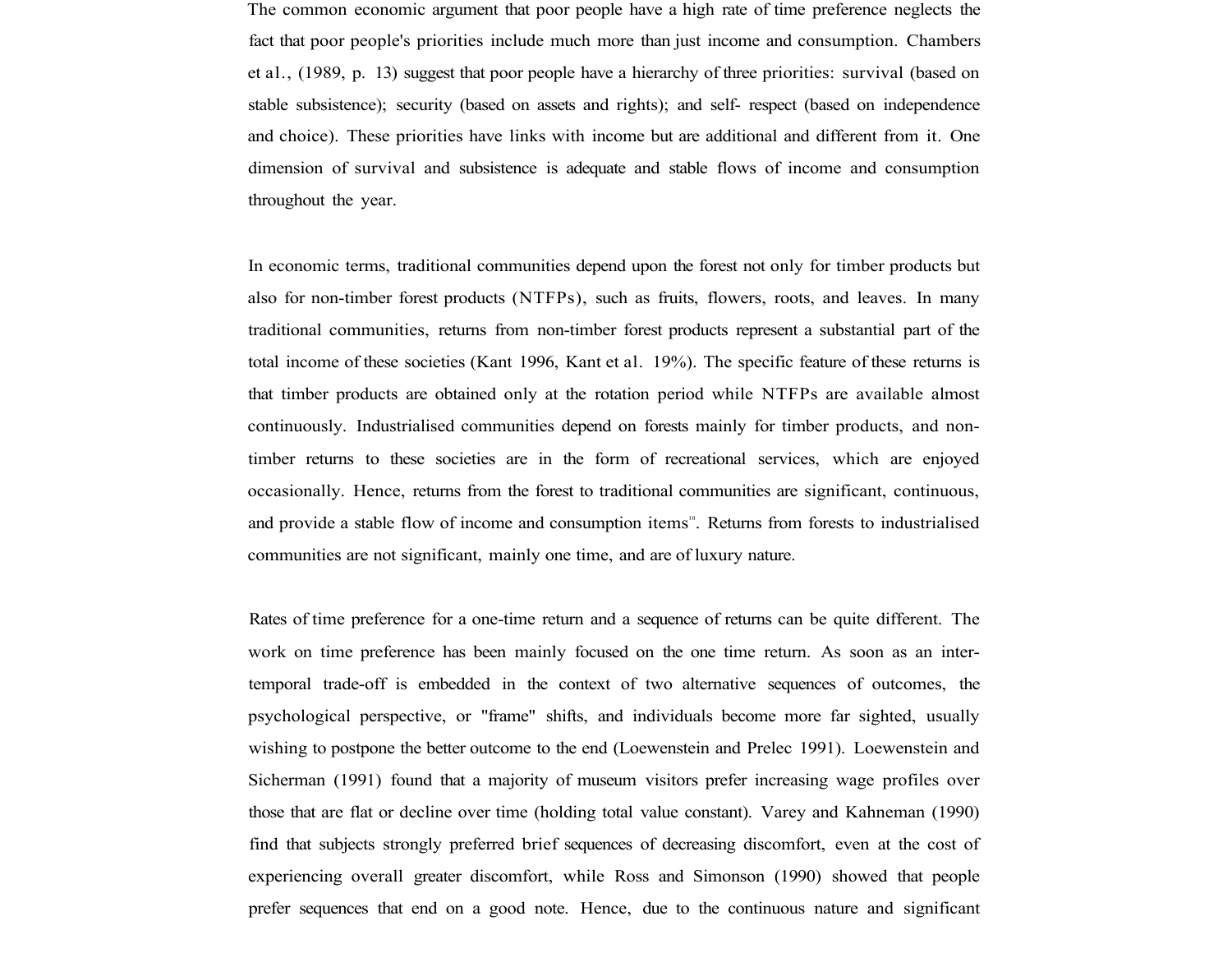The common economic argument that poor people have a high rate of time preference neglects the fact that poor people's priorities include much more than just income and consumption. Chambers et al., (1989, p. 13) suggest that poor people have a hierarchy of three priorities: survival (based on stable subsistence); security (based on assets and rights); and self- respect (based on independence and choice). These priorities have links with income but are additional and different from it. One dimension of survival and subsistence is adequate and stable flows of income and consumption throughout the year.

In economic terms, traditional communities depend upon the forest not only for timber products but also for non-timber forest products (NTFPs), such as fruits, flowers, roots, and leaves. In many traditional communities, returns from non-timber forest products represent a substantial part of the total income of these societies (Kant 1996, Kant et al. 19%). The specific feature of these returns is that timber products are obtained only at the rotation period while NTFPs are available almost continuously. Industrialised communities depend on forests mainly for timber products, and non-timber returns to these societies are in the form of recreational services, which are enjoyed occasionally. Hence, returns from the forest to traditional communities are significant, continuous, and provide a stable flow of income and consumption items[10]. Returns from forests to industrialised communities are not significant, mainly one time, and are of luxury nature.

Rates of time preference for a one-time return and a sequence of returns can be quite different. The work on time preference has been mainly focused on the one time return. As soon as an inter-temporal trade-off is embedded in the context of two alternative sequences of outcomes, the psychological perspective, or "frame" shifts, and individuals become more far sighted, usually wishing to postpone the better outcome to the end (Loewenstein and Prelec 1991). Loewenstein and Sicherman (1991) found that a majority of museum visitors prefer increasing wage profiles over those that are flat or decline over time (holding total value constant). Varey and Kahneman (1990) find that subjects strongly preferred brief sequences of decreasing discomfort, even at the cost of experiencing overall greater discomfort, while Ross and Simonson (1990) showed that people prefer sequences that end on a good note. Hence, due to the continuous nature and significant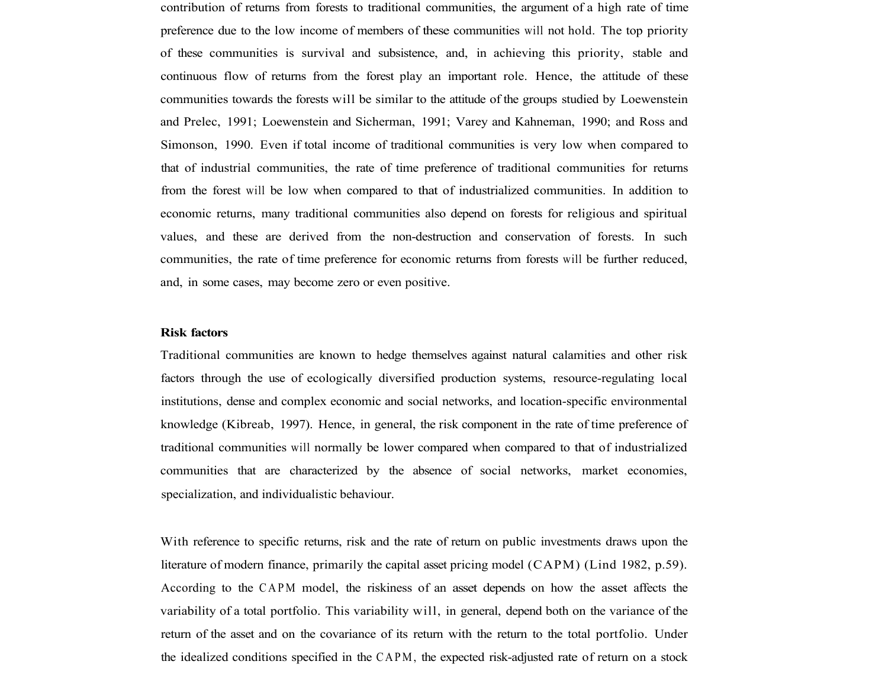contribution of returns from forests to traditional communities, the argument of a high rate of time preference due to the low income of members of these communities will not hold. The top priority of these communities is survival and subsistence, and, in achieving this priority, stable and continuous flow of returns from the forest play an important role. Hence, the attitude of these communities towards the forests will be similar to the attitude of the groups studied by Loewenstein and Prelec, 1991; Loewenstein and Sicherman, 1991; Varey and Kahneman, 1990; and Ross and Simonson, 1990. Even if total income of traditional communities is very low when compared to that of industrial communities, the rate of time preference of traditional communities for returns from the forest will be low when compared to that of industrialized communities. In addition to economic returns, many traditional communities also depend on forests for religious and spiritual values, and these are derived from the non-destruction and conservation of forests. In such communities, the rate of time preference for economic returns from forests will be further reduced, and, in some cases, may become zero or even positive.

**Risk factors**

Traditional communities are known to hedge themselves against natural calamities and other risk factors through the use of ecologically diversified production systems, resource-regulating local institutions, dense and complex economic and social networks, and location-specific environmental knowledge (Kibreab, 1997). Hence, in general, the risk component in the rate of time preference of traditional communities will normally be lower compared when compared to that of industrialized communities that are characterized by the absence of social networks, market economies, specialization, and individualistic behaviour.

With reference to specific returns, risk and the rate of return on public investments draws upon the literature of modern finance, primarily the capital asset pricing model (CAPM) (Lind 1982, p.59). According to the CAPM model, the riskiness of an asset depends on how the asset affects the variability of a total portfolio. This variability will, in general, depend both on the variance of the return of the asset and on the covariance of its return with the return to the total portfolio. Under the idealized conditions specified in the CAPM, the expected risk-adjusted rate of return on a stock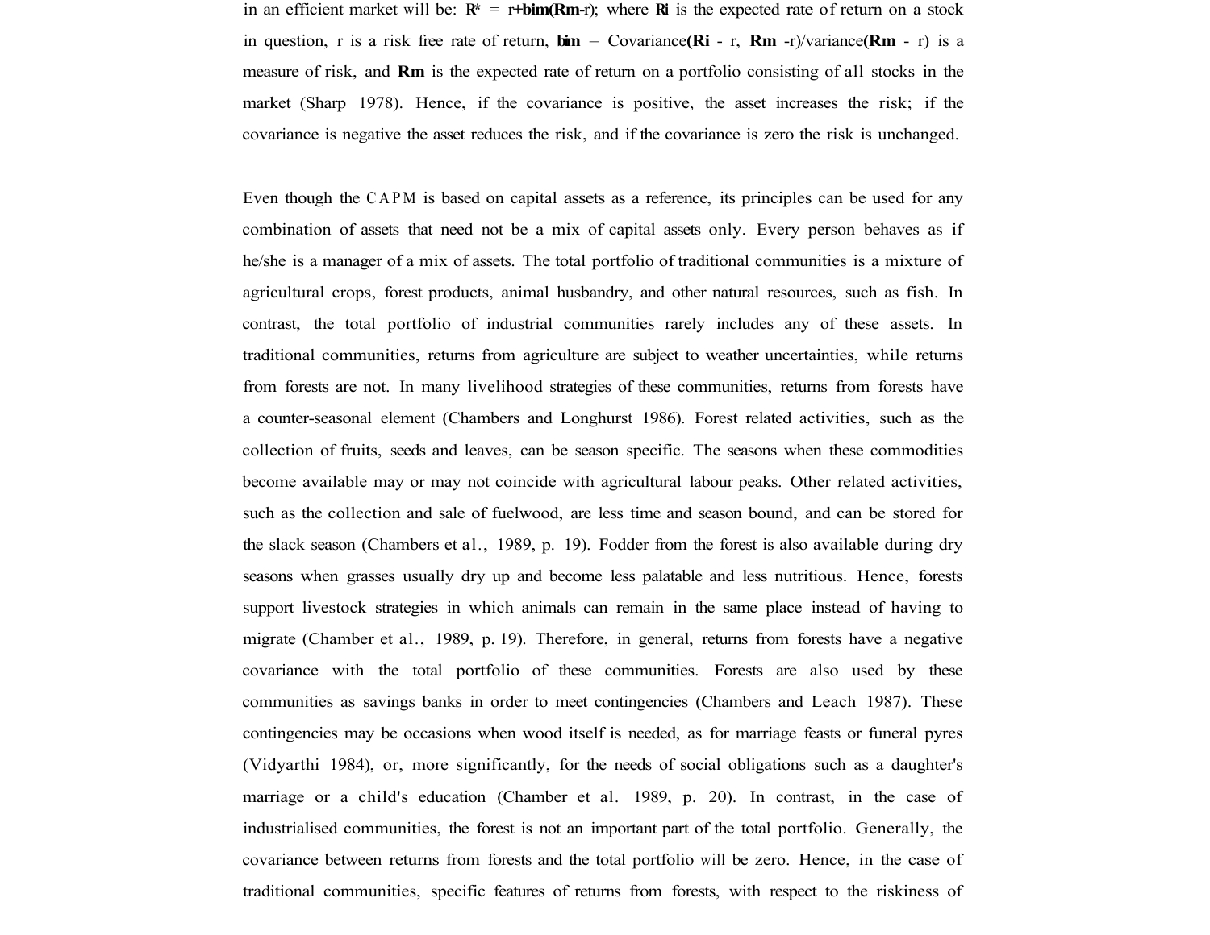in an efficient market will be: $\mathbf{R^*} = r + \mathbf{b_{im}}(\mathbf{R_m} - r)$; where $\mathbf{R_i}$ is the expected rate of return on a stock in question, r is a risk free rate of return, $\mathbf{b_{im}}$ = Covariance$(\mathbf{R_i} - r, \mathbf{R_m} - r)$/variance$(\mathbf{R_m} - r)$ is a measure of risk, and $\mathbf{R_m}$ is the expected rate of return on a portfolio consisting of all stocks in the market (Sharp 1978). Hence, if the covariance is positive, the asset increases the risk; if the covariance is negative the asset reduces the risk, and if the covariance is zero the risk is unchanged.

Even though the CAPM is based on capital assets as a reference, its principles can be used for any combination of assets that need not be a mix of capital assets only. Every person behaves as if he/she is a manager of a mix of assets. The total portfolio of traditional communities is a mixture of agricultural crops, forest products, animal husbandry, and other natural resources, such as fish. In contrast, the total portfolio of industrial communities rarely includes any of these assets. In traditional communities, returns from agriculture are subject to weather uncertainties, while returns from forests are not. In many livelihood strategies of these communities, returns from forests have a counter-seasonal element (Chambers and Longhurst 1986). Forest related activities, such as the collection of fruits, seeds and leaves, can be season specific. The seasons when these commodities become available may or may not coincide with agricultural labour peaks. Other related activities, such as the collection and sale of fuelwood, are less time and season bound, and can be stored for the slack season (Chambers et al., 1989, p. 19). Fodder from the forest is also available during dry seasons when grasses usually dry up and become less palatable and less nutritious. Hence, forests support livestock strategies in which animals can remain in the same place instead of having to migrate (Chamber et al., 1989, p. 19). Therefore, in general, returns from forests have a negative covariance with the total portfolio of these communities. Forests are also used by these communities as savings banks in order to meet contingencies (Chambers and Leach 1987). These contingencies may be occasions when wood itself is needed, as for marriage feasts or funeral pyres (Vidyarthi 1984), or, more significantly, for the needs of social obligations such as a daughter's marriage or a child's education (Chamber et al. 1989, p. 20). In contrast, in the case of industrialised communities, the forest is not an important part of the total portfolio. Generally, the covariance between returns from forests and the total portfolio will be zero. Hence, in the case of traditional communities, specific features of returns from forests, with respect to the riskiness of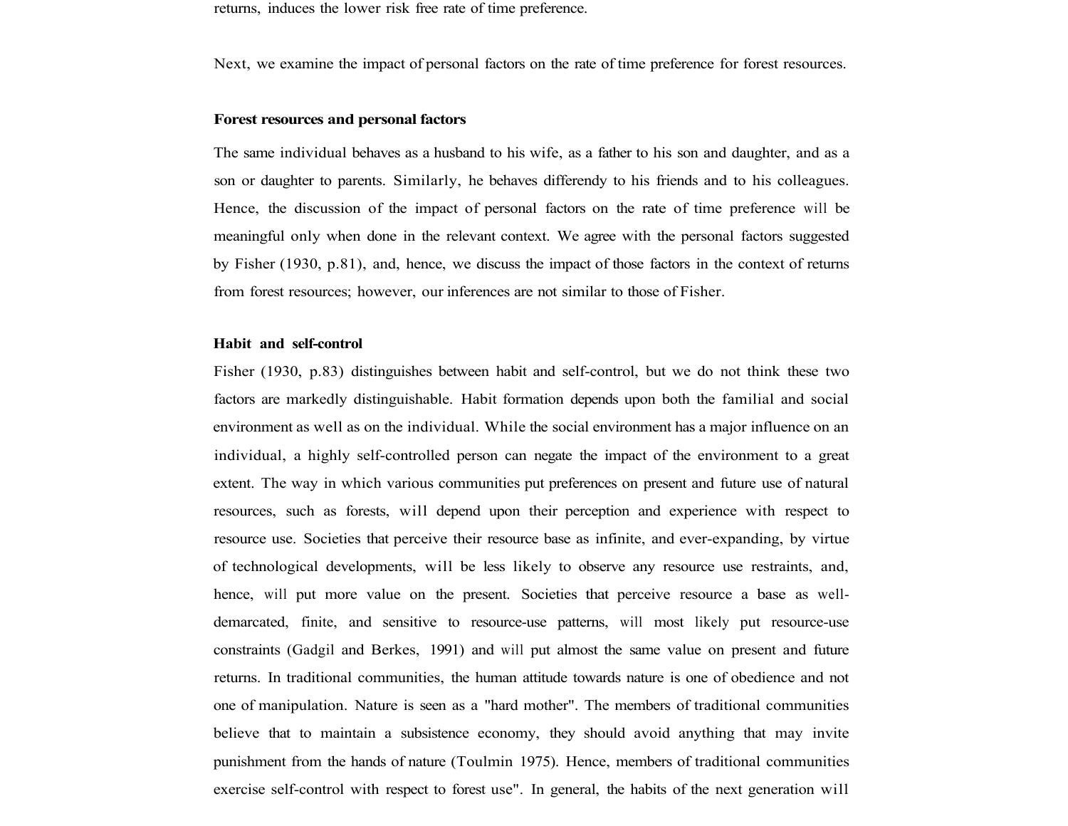returns, induces the lower risk free rate of time preference.

Next, we examine the impact of personal factors on the rate of time preference for forest resources.

**Forest resources and personal factors**

The same individual behaves as a husband to his wife, as a father to his son and daughter, and as a son or daughter to parents. Similarly, he behaves differendy to his friends and to his colleagues. Hence, the discussion of the impact of personal factors on the rate of time preference will be meaningful only when done in the relevant context. We agree with the personal factors suggested by Fisher (1930, p.81), and, hence, we discuss the impact of those factors in the context of returns from forest resources; however, our inferences are not similar to those of Fisher.

**Habit and self-control**

Fisher (1930, p.83) distinguishes between habit and self-control, but we do not think these two factors are markedly distinguishable. Habit formation depends upon both the familial and social environment as well as on the individual. While the social environment has a major influence on an individual, a highly self-controlled person can negate the impact of the environment to a great extent. The way in which various communities put preferences on present and future use of natural resources, such as forests, will depend upon their perception and experience with respect to resource use. Societies that perceive their resource base as infinite, and ever-expanding, by virtue of technological developments, will be less likely to observe any resource use restraints, and, hence, will put more value on the present. Societies that perceive resource a base as well-demarcated, finite, and sensitive to resource-use patterns, will most likely put resource-use constraints (Gadgil and Berkes, 1991) and will put almost the same value on present and future returns. In traditional communities, the human attitude towards nature is one of obedience and not one of manipulation. Nature is seen as a "hard mother". The members of traditional communities believe that to maintain a subsistence economy, they should avoid anything that may invite punishment from the hands of nature (Toulmin 1975). Hence, members of traditional communities exercise self-control with respect to forest use". In general, the habits of the next generation will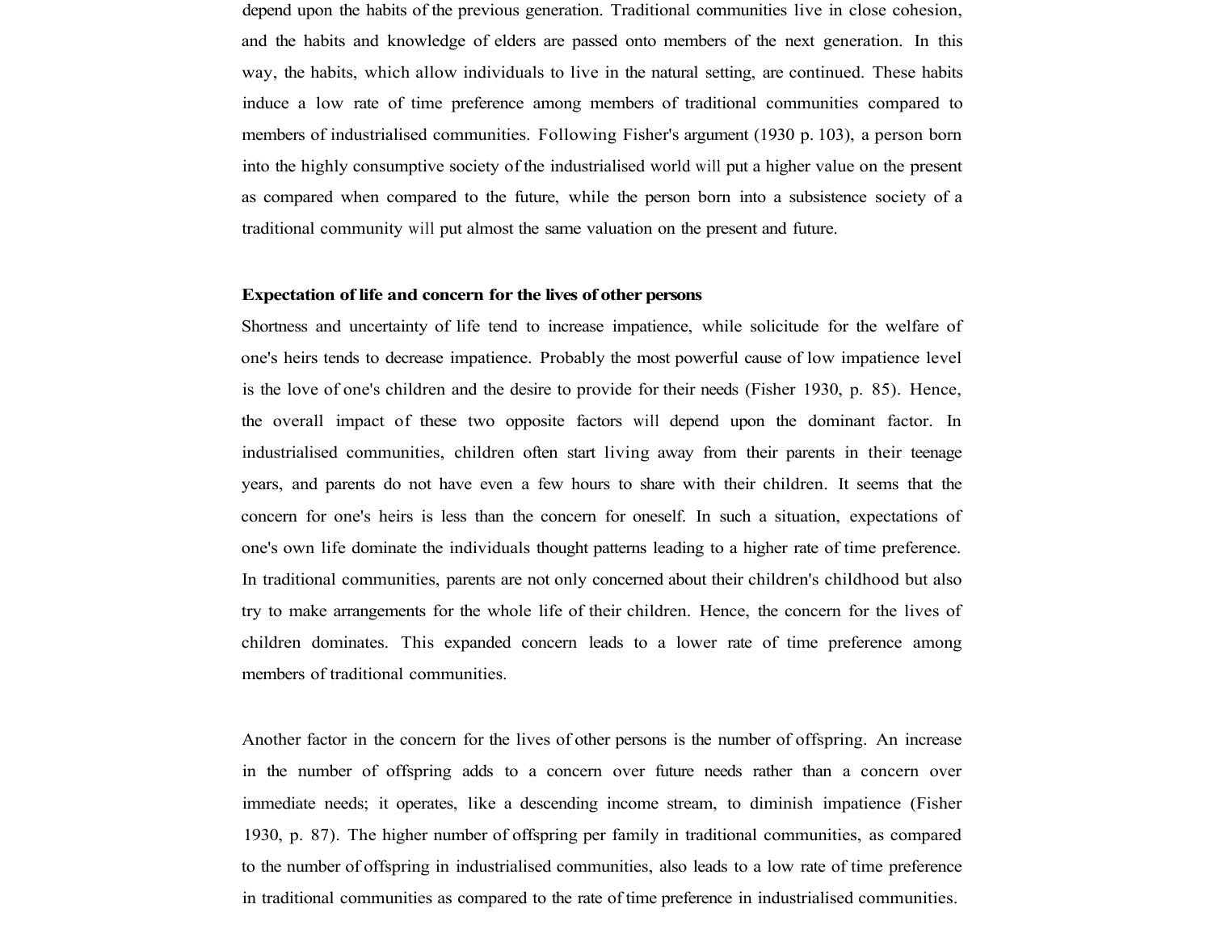depend upon the habits of the previous generation. Traditional communities live in close cohesion, and the habits and knowledge of elders are passed onto members of the next generation. In this way, the habits, which allow individuals to live in the natural setting, are continued. These habits induce a low rate of time preference among members of traditional communities compared to members of industrialised communities. Following Fisher's argument (1930 p. 103), a person born into the highly consumptive society of the industrialised world will put a higher value on the present as compared when compared to the future, while the person born into a subsistence society of a traditional community will put almost the same valuation on the present and future.

**Expectation of life and concern for the lives of other persons**

Shortness and uncertainty of life tend to increase impatience, while solicitude for the welfare of one's heirs tends to decrease impatience. Probably the most powerful cause of low impatience level is the love of one's children and the desire to provide for their needs (Fisher 1930, p. 85). Hence, the overall impact of these two opposite factors will depend upon the dominant factor. In industrialised communities, children often start living away from their parents in their teenage years, and parents do not have even a few hours to share with their children. It seems that the concern for one's heirs is less than the concern for oneself. In such a situation, expectations of one's own life dominate the individuals thought patterns leading to a higher rate of time preference. In traditional communities, parents are not only concerned about their children's childhood but also try to make arrangements for the whole life of their children. Hence, the concern for the lives of children dominates. This expanded concern leads to a lower rate of time preference among members of traditional communities.

Another factor in the concern for the lives of other persons is the number of offspring. An increase in the number of offspring adds to a concern over future needs rather than a concern over immediate needs; it operates, like a descending income stream, to diminish impatience (Fisher 1930, p. 87). The higher number of offspring per family in traditional communities, as compared to the number of offspring in industrialised communities, also leads to a low rate of time preference in traditional communities as compared to the rate of time preference in industrialised communities.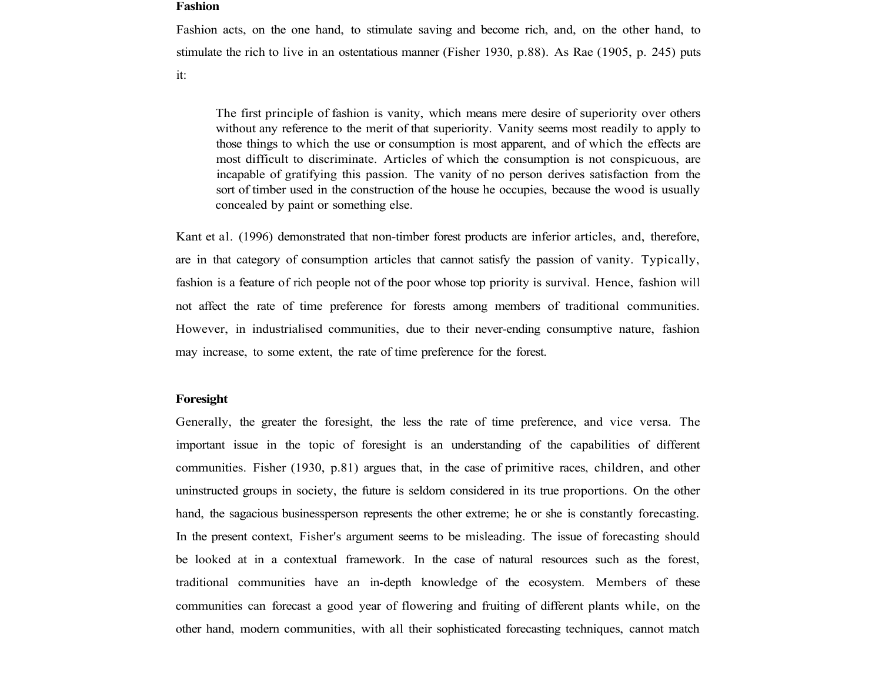**Fashion**

Fashion acts, on the one hand, to stimulate saving and become rich, and, on the other hand, to stimulate the rich to live in an ostentatious manner (Fisher 1930, p.88). As Rae (1905, p. 245) puts it:

> The first principle of fashion is vanity, which means mere desire of superiority over others without any reference to the merit of that superiority. Vanity seems most readily to apply to those things to which the use or consumption is most apparent, and of which the effects are most difficult to discriminate. Articles of which the consumption is not conspicuous, are incapable of gratifying this passion. The vanity of no person derives satisfaction from the sort of timber used in the construction of the house he occupies, because the wood is usually concealed by paint or something else.

Kant et al. (1996) demonstrated that non-timber forest products are inferior articles, and, therefore, are in that category of consumption articles that cannot satisfy the passion of vanity. Typically, fashion is a feature of rich people not of the poor whose top priority is survival. Hence, fashion will not affect the rate of time preference for forests among members of traditional communities. However, in industrialised communities, due to their never-ending consumptive nature, fashion may increase, to some extent, the rate of time preference for the forest.

**Foresight**

Generally, the greater the foresight, the less the rate of time preference, and vice versa. The important issue in the topic of foresight is an understanding of the capabilities of different communities. Fisher (1930, p.81) argues that, in the case of primitive races, children, and other uninstructed groups in society, the future is seldom considered in its true proportions. On the other hand, the sagacious businessperson represents the other extreme; he or she is constantly forecasting. In the present context, Fisher's argument seems to be misleading. The issue of forecasting should be looked at in a contextual framework. In the case of natural resources such as the forest, traditional communities have an in-depth knowledge of the ecosystem. Members of these communities can forecast a good year of flowering and fruiting of different plants while, on the other hand, modern communities, with all their sophisticated forecasting techniques, cannot match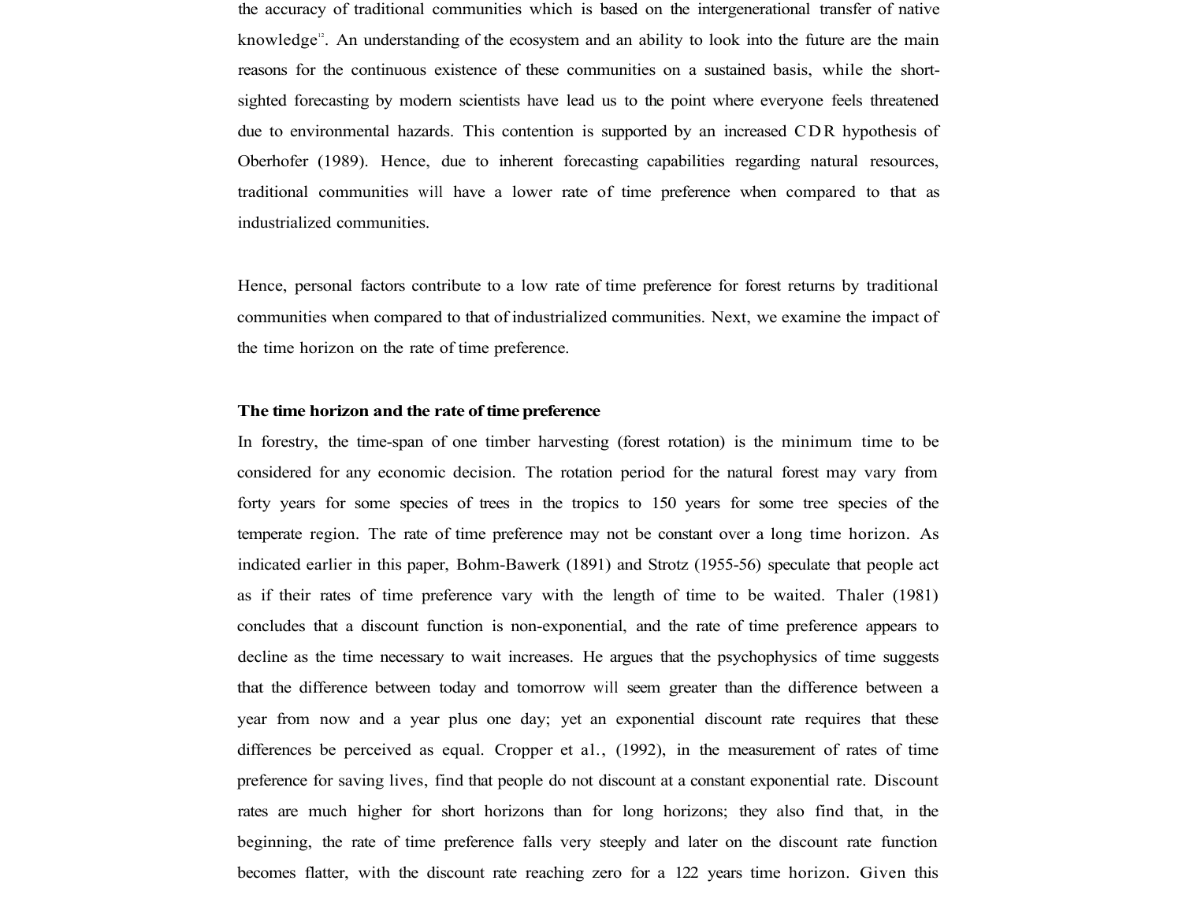the accuracy of traditional communities which is based on the intergenerational transfer of native knowledge[12]. An understanding of the ecosystem and an ability to look into the future are the main reasons for the continuous existence of these communities on a sustained basis, while the short-sighted forecasting by modern scientists have lead us to the point where everyone feels threatened due to environmental hazards. This contention is supported by an increased CDR hypothesis of Oberhofer (1989). Hence, due to inherent forecasting capabilities regarding natural resources, traditional communities will have a lower rate of time preference when compared to that as industrialized communities.

Hence, personal factors contribute to a low rate of time preference for forest returns by traditional communities when compared to that of industrialized communities. Next, we examine the impact of the time horizon on the rate of time preference.

**The time horizon and the rate of time preference**

In forestry, the time-span of one timber harvesting (forest rotation) is the minimum time to be considered for any economic decision. The rotation period for the natural forest may vary from forty years for some species of trees in the tropics to 150 years for some tree species of the temperate region. The rate of time preference may not be constant over a long time horizon. As indicated earlier in this paper, Bohm-Bawerk (1891) and Strotz (1955-56) speculate that people act as if their rates of time preference vary with the length of time to be waited. Thaler (1981) concludes that a discount function is non-exponential, and the rate of time preference appears to decline as the time necessary to wait increases. He argues that the psychophysics of time suggests that the difference between today and tomorrow will seem greater than the difference between a year from now and a year plus one day; yet an exponential discount rate requires that these differences be perceived as equal. Cropper et al., (1992), in the measurement of rates of time preference for saving lives, find that people do not discount at a constant exponential rate. Discount rates are much higher for short horizons than for long horizons; they also find that, in the beginning, the rate of time preference falls very steeply and later on the discount rate function becomes flatter, with the discount rate reaching zero for a 122 years time horizon. Given this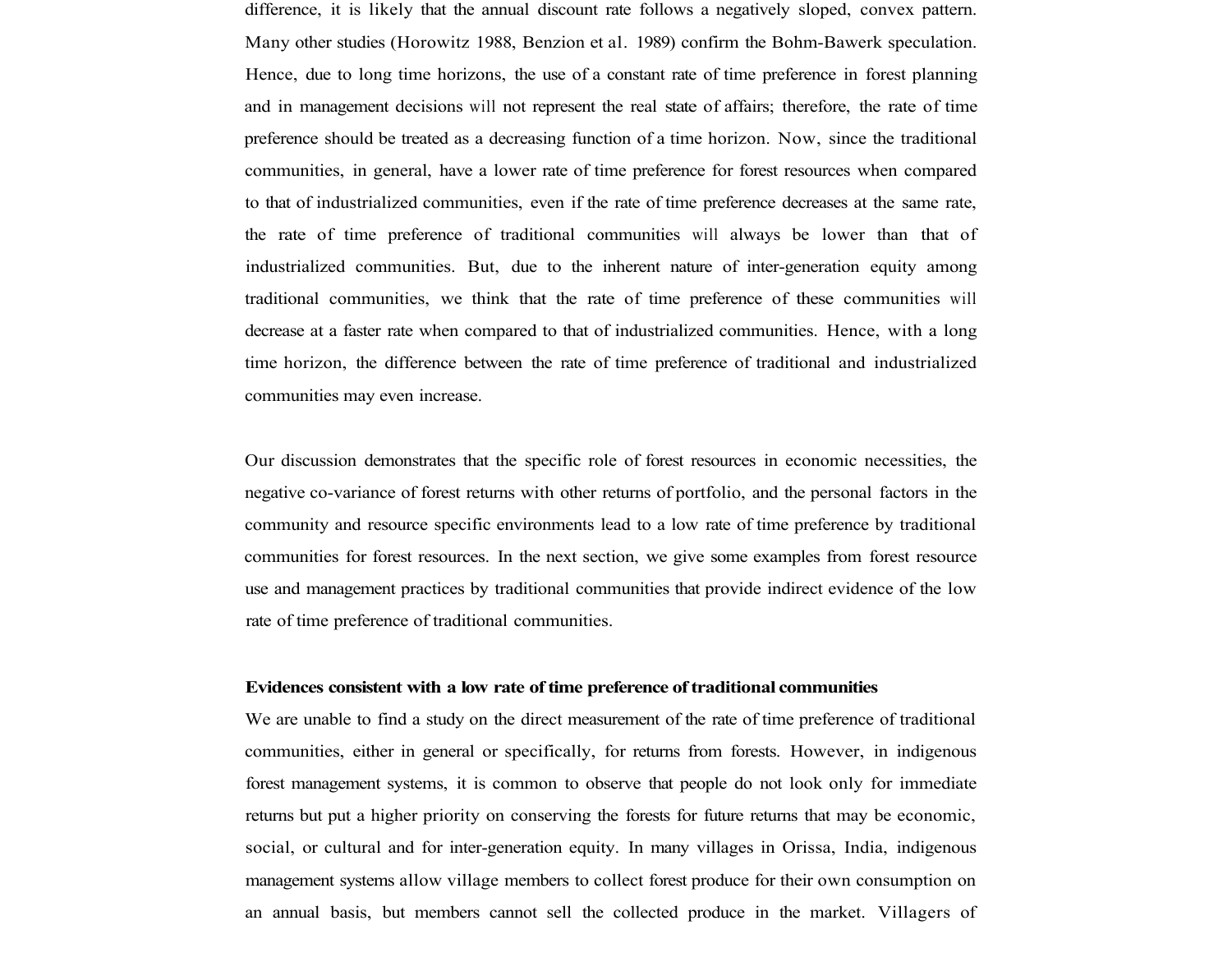difference, it is likely that the annual discount rate follows a negatively sloped, convex pattern. Many other studies (Horowitz 1988, Benzion et al. 1989) confirm the Bohm-Bawerk speculation. Hence, due to long time horizons, the use of a constant rate of time preference in forest planning and in management decisions will not represent the real state of affairs; therefore, the rate of time preference should be treated as a decreasing function of a time horizon. Now, since the traditional communities, in general, have a lower rate of time preference for forest resources when compared to that of industrialized communities, even if the rate of time preference decreases at the same rate, the rate of time preference of traditional communities will always be lower than that of industrialized communities. But, due to the inherent nature of inter-generation equity among traditional communities, we think that the rate of time preference of these communities will decrease at a faster rate when compared to that of industrialized communities. Hence, with a long time horizon, the difference between the rate of time preference of traditional and industrialized communities may even increase.

Our discussion demonstrates that the specific role of forest resources in economic necessities, the negative co-variance of forest returns with other returns of portfolio, and the personal factors in the community and resource specific environments lead to a low rate of time preference by traditional communities for forest resources. In the next section, we give some examples from forest resource use and management practices by traditional communities that provide indirect evidence of the low rate of time preference of traditional communities.

**Evidences consistent with a low rate of time preference of traditional communities**

We are unable to find a study on the direct measurement of the rate of time preference of traditional communities, either in general or specifically, for returns from forests. However, in indigenous forest management systems, it is common to observe that people do not look only for immediate returns but put a higher priority on conserving the forests for future returns that may be economic, social, or cultural and for inter-generation equity. In many villages in Orissa, India, indigenous management systems allow village members to collect forest produce for their own consumption on an annual basis, but members cannot sell the collected produce in the market. Villagers of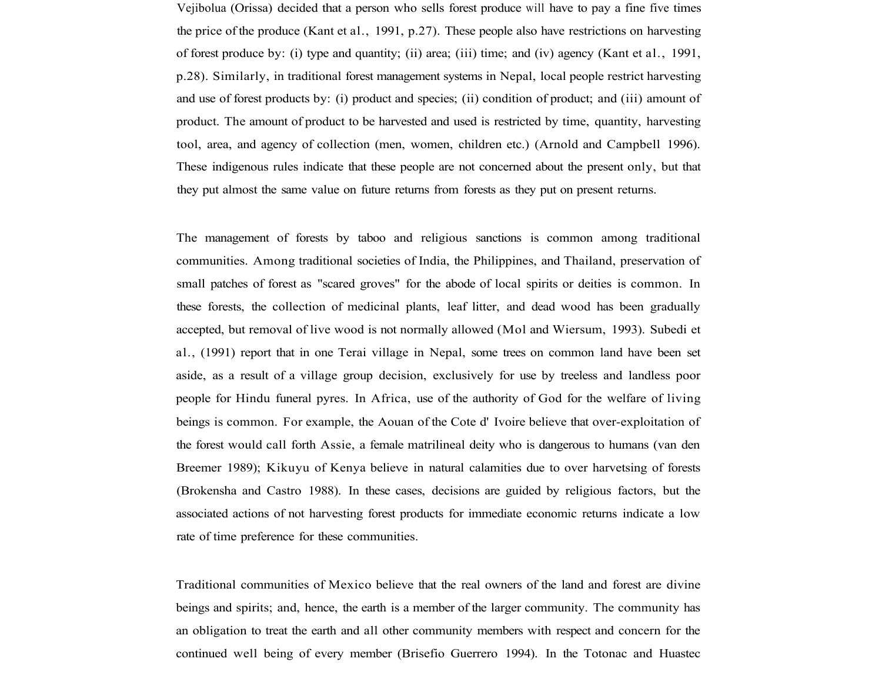Vejibolua (Orissa) decided that a person who sells forest produce will have to pay a fine five times the price of the produce (Kant et al., 1991, p.27). These people also have restrictions on harvesting of forest produce by: (i) type and quantity; (ii) area; (iii) time; and (iv) agency (Kant et al., 1991, p.28). Similarly, in traditional forest management systems in Nepal, local people restrict harvesting and use of forest products by: (i) product and species; (ii) condition of product; and (iii) amount of product. The amount of product to be harvested and used is restricted by time, quantity, harvesting tool, area, and agency of collection (men, women, children etc.) (Arnold and Campbell 1996). These indigenous rules indicate that these people are not concerned about the present only, but that they put almost the same value on future returns from forests as they put on present returns.

The management of forests by taboo and religious sanctions is common among traditional communities. Among traditional societies of India, the Philippines, and Thailand, preservation of small patches of forest as "scared groves" for the abode of local spirits or deities is common. In these forests, the collection of medicinal plants, leaf litter, and dead wood has been gradually accepted, but removal of live wood is not normally allowed (Mol and Wiersum, 1993). Subedi et al., (1991) report that in one Terai village in Nepal, some trees on common land have been set aside, as a result of a village group decision, exclusively for use by treeless and landless poor people for Hindu funeral pyres. In Africa, use of the authority of God for the welfare of living beings is common. For example, the Aouan of the Cote d' Ivoire believe that over-exploitation of the forest would call forth Assie, a female matrilineal deity who is dangerous to humans (van den Breemer 1989); Kikuyu of Kenya believe in natural calamities due to over harvetsing of forests (Brokensha and Castro 1988). In these cases, decisions are guided by religious factors, but the associated actions of not harvesting forest products for immediate economic returns indicate a low rate of time preference for these communities.

Traditional communities of Mexico believe that the real owners of the land and forest are divine beings and spirits; and, hence, the earth is a member of the larger community. The community has an obligation to treat the earth and all other community members with respect and concern for the continued well being of every member (Brisefio Guerrero 1994). In the Totonac and Huastec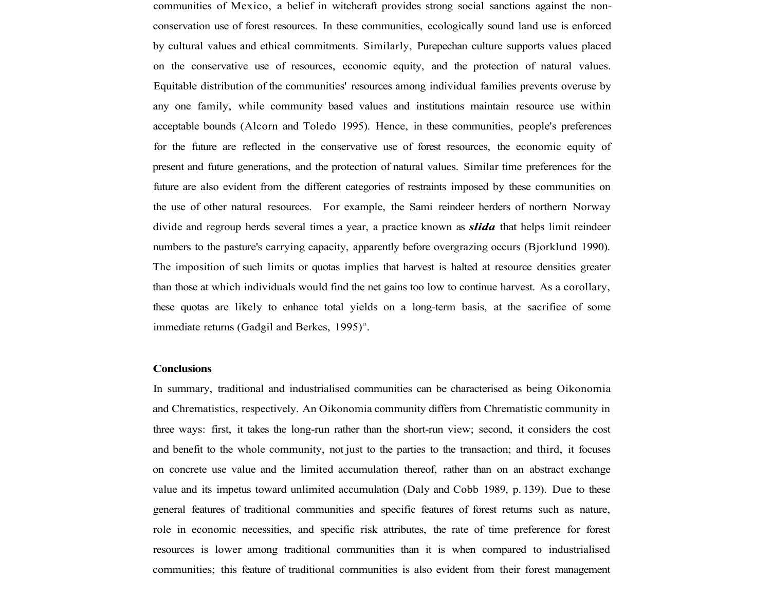communities of Mexico, a belief in witchcraft provides strong social sanctions against the non-conservation use of forest resources. In these communities, ecologically sound land use is enforced by cultural values and ethical commitments. Similarly, Purepechan culture supports values placed on the conservative use of resources, economic equity, and the protection of natural values. Equitable distribution of the communities' resources among individual families prevents overuse by any one family, while community based values and institutions maintain resource use within acceptable bounds (Alcorn and Toledo 1995). Hence, in these communities, people's preferences for the future are reflected in the conservative use of forest resources, the economic equity of present and future generations, and the protection of natural values. Similar time preferences for the future are also evident from the different categories of restraints imposed by these communities on the use of other natural resources. For example, the Sami reindeer herders of northern Norway divide and regroup herds several times a year, a practice known as ***slida*** that helps limit reindeer numbers to the pasture's carrying capacity, apparently before overgrazing occurs (Bjorklund 1990). The imposition of such limits or quotas implies that harvest is halted at resource densities greater than those at which individuals would find the net gains too low to continue harvest. As a corollary, these quotas are likely to enhance total yields on a long-term basis, at the sacrifice of some immediate returns (Gadgil and Berkes, 1995)[13].

**Conclusions**

In summary, traditional and industrialised communities can be characterised as being Oikonomia and Chrematistics, respectively. An Oikonomia community differs from Chrematistic community in three ways: first, it takes the long-run rather than the short-run view; second, it considers the cost and benefit to the whole community, not just to the parties to the transaction; and third, it focuses on concrete use value and the limited accumulation thereof, rather than on an abstract exchange value and its impetus toward unlimited accumulation (Daly and Cobb 1989, p. 139). Due to these general features of traditional communities and specific features of forest returns such as nature, role in economic necessities, and specific risk attributes, the rate of time preference for forest resources is lower among traditional communities than it is when compared to industrialised communities; this feature of traditional communities is also evident from their forest management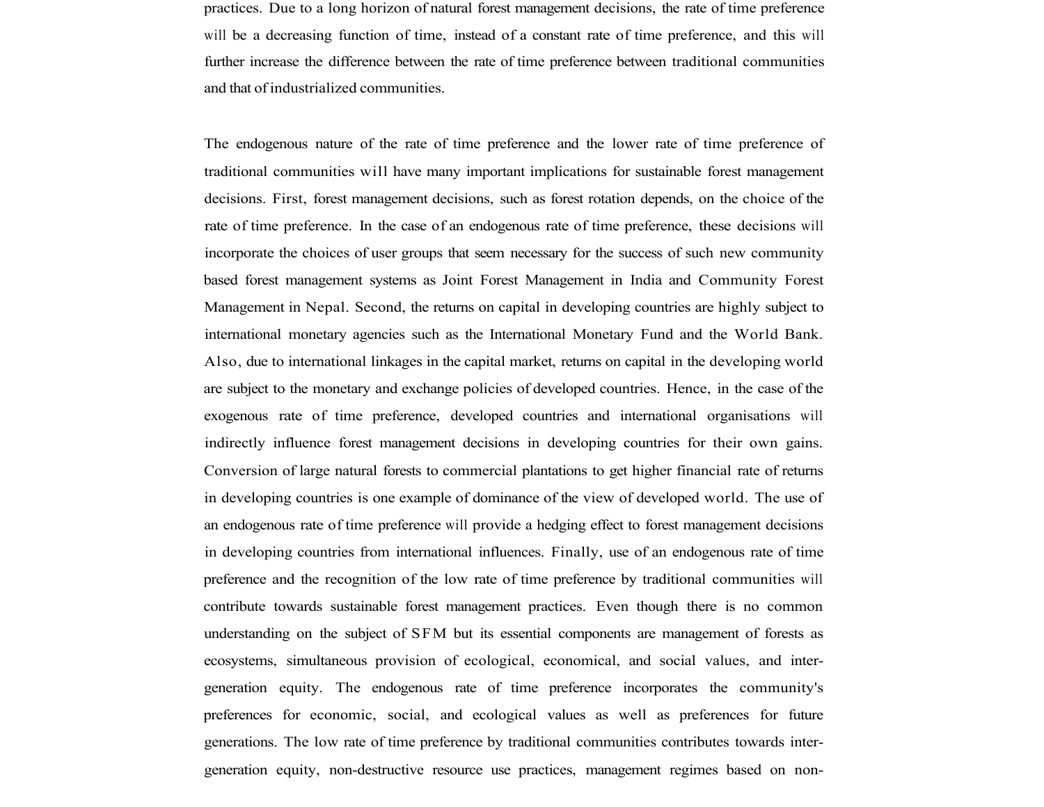practices. Due to a long horizon of natural forest management decisions, the rate of time preference will be a decreasing function of time, instead of a constant rate of time preference, and this will further increase the difference between the rate of time preference between traditional communities and that of industrialized communities.

The endogenous nature of the rate of time preference and the lower rate of time preference of traditional communities will have many important implications for sustainable forest management decisions. First, forest management decisions, such as forest rotation depends, on the choice of the rate of time preference. In the case of an endogenous rate of time preference, these decisions will incorporate the choices of user groups that seem necessary for the success of such new community based forest management systems as Joint Forest Management in India and Community Forest Management in Nepal. Second, the returns on capital in developing countries are highly subject to international monetary agencies such as the International Monetary Fund and the World Bank. Also, due to international linkages in the capital market, returns on capital in the developing world are subject to the monetary and exchange policies of developed countries. Hence, in the case of the exogenous rate of time preference, developed countries and international organisations will indirectly influence forest management decisions in developing countries for their own gains. Conversion of large natural forests to commercial plantations to get higher financial rate of returns in developing countries is one example of dominance of the view of developed world. The use of an endogenous rate of time preference will provide a hedging effect to forest management decisions in developing countries from international influences. Finally, use of an endogenous rate of time preference and the recognition of the low rate of time preference by traditional communities will contribute towards sustainable forest management practices. Even though there is no common understanding on the subject of SFM but its essential components are management of forests as ecosystems, simultaneous provision of ecological, economical, and social values, and inter-generation equity. The endogenous rate of time preference incorporates the community's preferences for economic, social, and ecological values as well as preferences for future generations. The low rate of time preference by traditional communities contributes towards inter-generation equity, non-destructive resource use practices, management regimes based on non-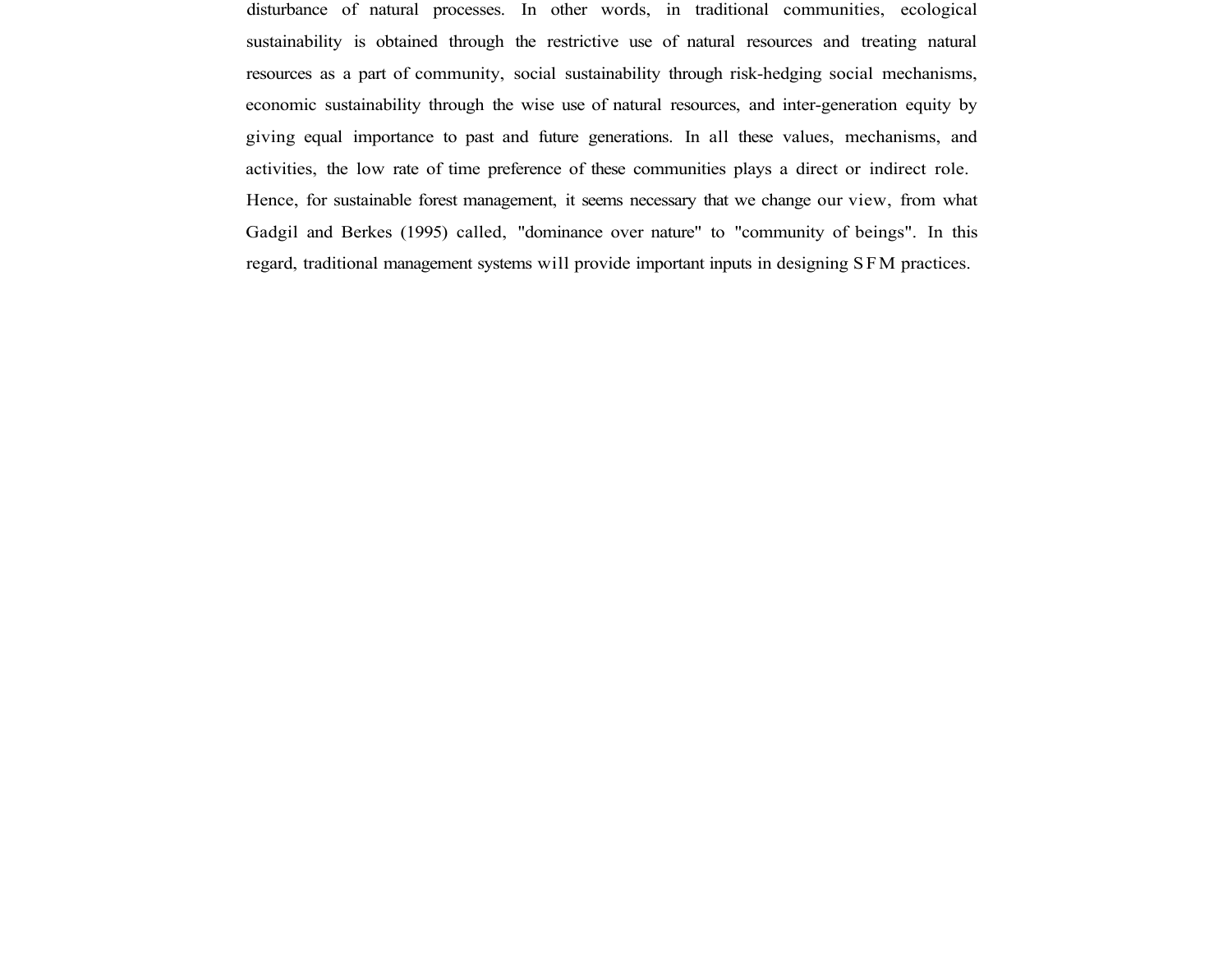disturbance of natural processes. In other words, in traditional communities, ecological sustainability is obtained through the restrictive use of natural resources and treating natural resources as a part of community, social sustainability through risk-hedging social mechanisms, economic sustainability through the wise use of natural resources, and inter-generation equity by giving equal importance to past and future generations. In all these values, mechanisms, and activities, the low rate of time preference of these communities plays a direct or indirect role. Hence, for sustainable forest management, it seems necessary that we change our view, from what Gadgil and Berkes (1995) called, "dominance over nature" to "community of beings". In this regard, traditional management systems will provide important inputs in designing SFM practices.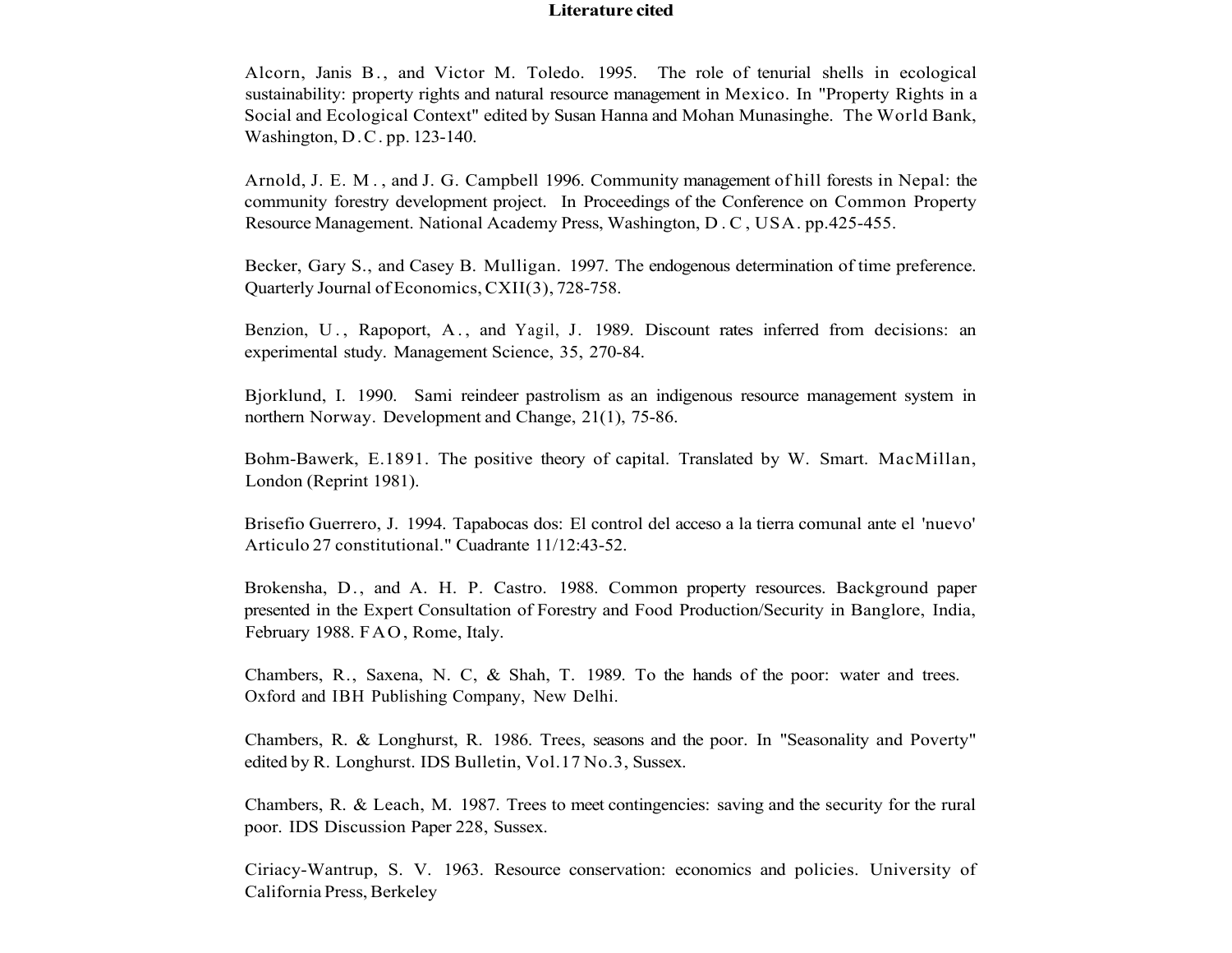# Literature cited

Alcorn, Janis B., and Victor M. Toledo. 1995. The role of tenurial shells in ecological sustainability: property rights and natural resource management in Mexico. In "Property Rights in a Social and Ecological Context" edited by Susan Hanna and Mohan Munasinghe. The World Bank, Washington, D.C. pp. 123-140.

Arnold, J. E. M., and J. G. Campbell 1996. Community management of hill forests in Nepal: the community forestry development project. In Proceedings of the Conference on Common Property Resource Management. National Academy Press, Washington, D.C, USA. pp.425-455.

Becker, Gary S., and Casey B. Mulligan. 1997. The endogenous determination of time preference. Quarterly Journal of Economics, CXII(3), 728-758.

Benzion, U., Rapoport, A., and Yagil, J. 1989. Discount rates inferred from decisions: an experimental study. Management Science, 35, 270-84.

Bjorklund, I. 1990. Sami reindeer pastrolism as an indigenous resource management system in northern Norway. Development and Change, 21(1), 75-86.

Bohm-Bawerk, E.1891. The positive theory of capital. Translated by W. Smart. MacMillan, London (Reprint 1981).

Brisefio Guerrero, J. 1994. Tapabocas dos: El control del acceso a la tierra comunal ante el 'nuevo' Articulo 27 constitutional." Cuadrante 11/12:43-52.

Brokensha, D., and A. H. P. Castro. 1988. Common property resources. Background paper presented in the Expert Consultation of Forestry and Food Production/Security in Banglore, India, February 1988. FAO, Rome, Italy.

Chambers, R., Saxena, N. C, & Shah, T. 1989. To the hands of the poor: water and trees. Oxford and IBH Publishing Company, New Delhi.

Chambers, R. & Longhurst, R. 1986. Trees, seasons and the poor. In "Seasonality and Poverty" edited by R. Longhurst. IDS Bulletin, Vol.17 No.3, Sussex.

Chambers, R. & Leach, M. 1987. Trees to meet contingencies: saving and the security for the rural poor. IDS Discussion Paper 228, Sussex.

Ciriacy-Wantrup, S. V. 1963. Resource conservation: economics and policies. University of California Press, Berkeley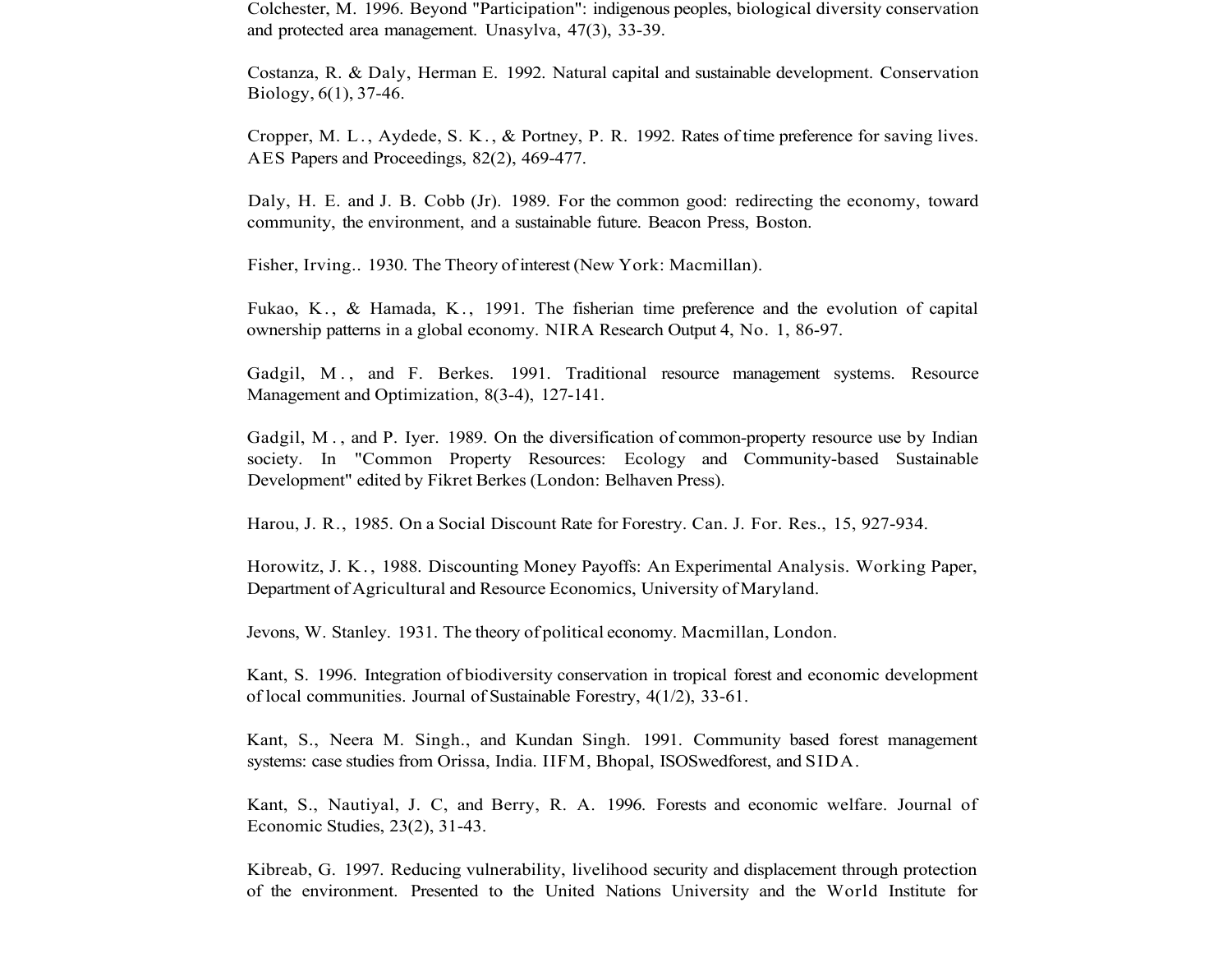Colchester, M. 1996. Beyond "Participation": indigenous peoples, biological diversity conservation and protected area management. Unasylva, 47(3), 33-39.

Costanza, R. & Daly, Herman E. 1992. Natural capital and sustainable development. Conservation Biology, 6(1), 37-46.

Cropper, M. L., Aydede, S. K., & Portney, P. R. 1992. Rates of time preference for saving lives. AES Papers and Proceedings, 82(2), 469-477.

Daly, H. E. and J. B. Cobb (Jr). 1989. For the common good: redirecting the economy, toward community, the environment, and a sustainable future. Beacon Press, Boston.

Fisher, Irving.. 1930. The Theory of interest (New York: Macmillan).

Fukao, K., & Hamada, K., 1991. The fisherian time preference and the evolution of capital ownership patterns in a global economy. NIRA Research Output 4, No. 1, 86-97.

Gadgil, M., and F. Berkes. 1991. Traditional resource management systems. Resource Management and Optimization, 8(3-4), 127-141.

Gadgil, M., and P. Iyer. 1989. On the diversification of common-property resource use by Indian society. In "Common Property Resources: Ecology and Community-based Sustainable Development" edited by Fikret Berkes (London: Belhaven Press).

Harou, J. R., 1985. On a Social Discount Rate for Forestry. Can. J. For. Res., 15, 927-934.

Horowitz, J. K., 1988. Discounting Money Payoffs: An Experimental Analysis. Working Paper, Department of Agricultural and Resource Economics, University of Maryland.

Jevons, W. Stanley. 1931. The theory of political economy. Macmillan, London.

Kant, S. 1996. Integration of biodiversity conservation in tropical forest and economic development of local communities. Journal of Sustainable Forestry, 4(1/2), 33-61.

Kant, S., Neera M. Singh., and Kundan Singh. 1991. Community based forest management systems: case studies from Orissa, India. IIFM, Bhopal, ISOSwedforest, and SIDA.

Kant, S., Nautiyal, J. C, and Berry, R. A. 1996. Forests and economic welfare. Journal of Economic Studies, 23(2), 31-43.

Kibreab, G. 1997. Reducing vulnerability, livelihood security and displacement through protection of the environment. Presented to the United Nations University and the World Institute for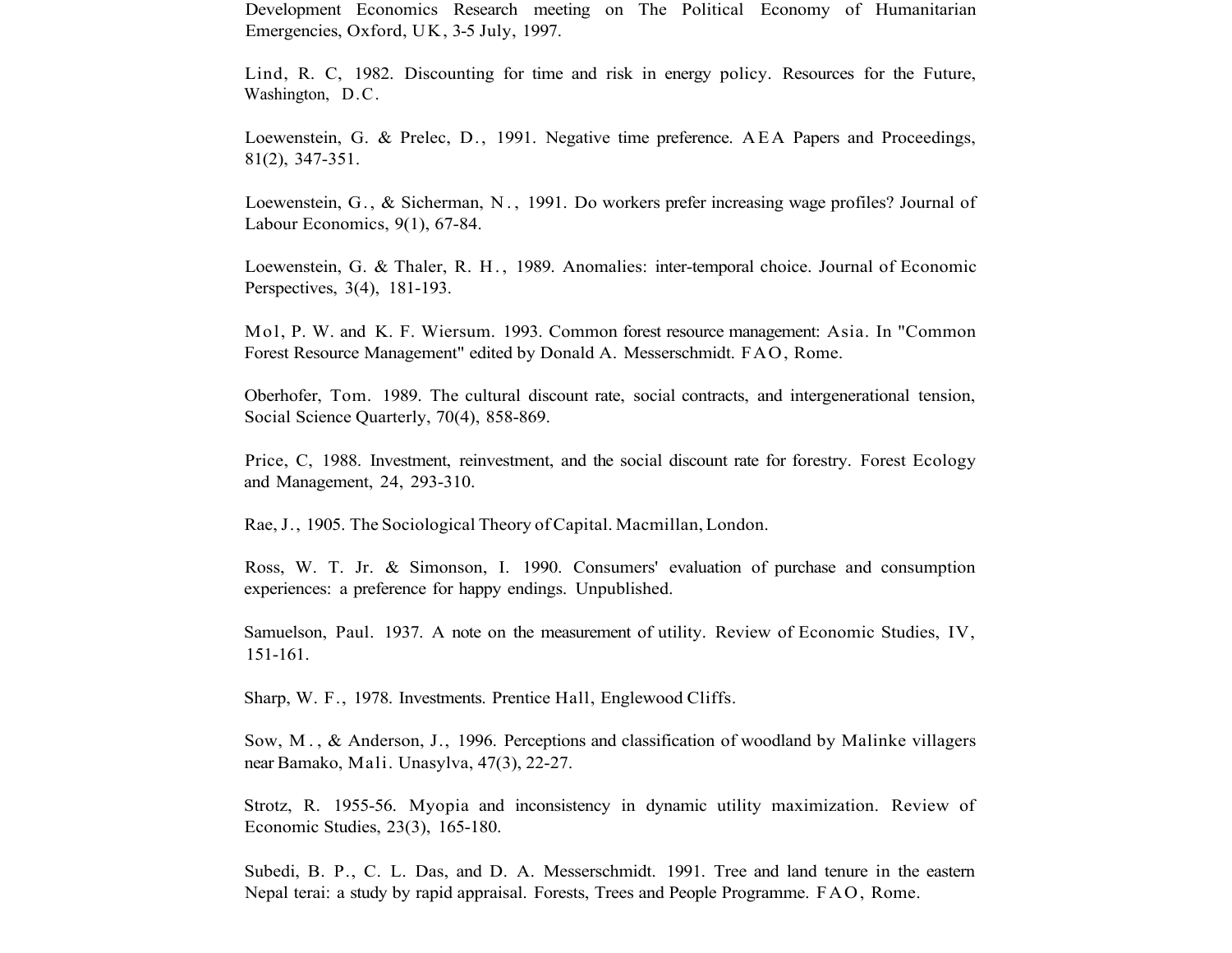Development Economics Research meeting on The Political Economy of Humanitarian Emergencies, Oxford, UK, 3-5 July, 1997.

Lind, R. C, 1982. Discounting for time and risk in energy policy. Resources for the Future, Washington, D.C.

Loewenstein, G. & Prelec, D., 1991. Negative time preference. AEA Papers and Proceedings, 81(2), 347-351.

Loewenstein, G., & Sicherman, N., 1991. Do workers prefer increasing wage profiles? Journal of Labour Economics, 9(1), 67-84.

Loewenstein, G. & Thaler, R. H., 1989. Anomalies: inter-temporal choice. Journal of Economic Perspectives, 3(4), 181-193.

Mol, P. W. and K. F. Wiersum. 1993. Common forest resource management: Asia. In "Common Forest Resource Management" edited by Donald A. Messerschmidt. FAO, Rome.

Oberhofer, Tom. 1989. The cultural discount rate, social contracts, and intergenerational tension, Social Science Quarterly, 70(4), 858-869.

Price, C, 1988. Investment, reinvestment, and the social discount rate for forestry. Forest Ecology and Management, 24, 293-310.

Rae, J., 1905. The Sociological Theory of Capital. Macmillan, London.

Ross, W. T. Jr. & Simonson, I. 1990. Consumers' evaluation of purchase and consumption experiences: a preference for happy endings. Unpublished.

Samuelson, Paul. 1937. A note on the measurement of utility. Review of Economic Studies, IV, 151-161.

Sharp, W. F., 1978. Investments. Prentice Hall, Englewood Cliffs.

Sow, M., & Anderson, J., 1996. Perceptions and classification of woodland by Malinke villagers near Bamako, Mali. Unasylva, 47(3), 22-27.

Strotz, R. 1955-56. Myopia and inconsistency in dynamic utility maximization. Review of Economic Studies, 23(3), 165-180.

Subedi, B. P., C. L. Das, and D. A. Messerschmidt. 1991. Tree and land tenure in the eastern Nepal terai: a study by rapid appraisal. Forests, Trees and People Programme. FAO, Rome.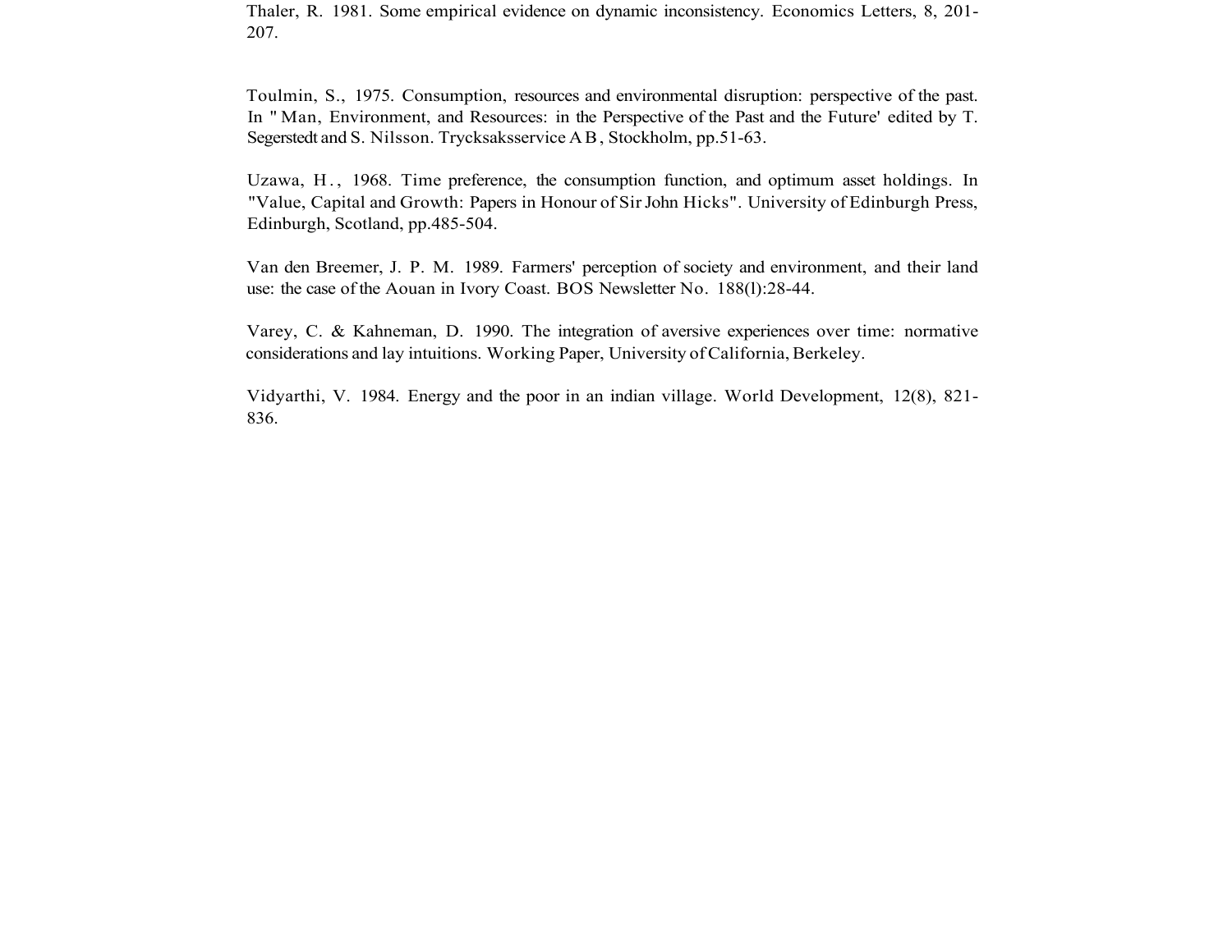Thaler, R. 1981. Some empirical evidence on dynamic inconsistency. Economics Letters, 8, 201-207.

Toulmin, S., 1975. Consumption, resources and environmental disruption: perspective of the past. In " Man, Environment, and Resources: in the Perspective of the Past and the Future' edited by T. Segerstedt and S. Nilsson. Trycksaksservice A B , Stockholm, pp.51-63.

Uzawa, H . , 1968. Time preference, the consumption function, and optimum asset holdings. In "Value, Capital and Growth: Papers in Honour of Sir John Hicks". University of Edinburgh Press, Edinburgh, Scotland, pp.485-504.

Van den Breemer, J. P. M. 1989. Farmers' perception of society and environment, and their land use: the case of the Aouan in Ivory Coast. BOS Newsletter No. 188(l):28-44.

Varey, C. & Kahneman, D. 1990. The integration of aversive experiences over time: normative considerations and lay intuitions. Working Paper, University of California, Berkeley.

Vidyarthi, V. 1984. Energy and the poor in an indian village. World Development, 12(8), 821-836.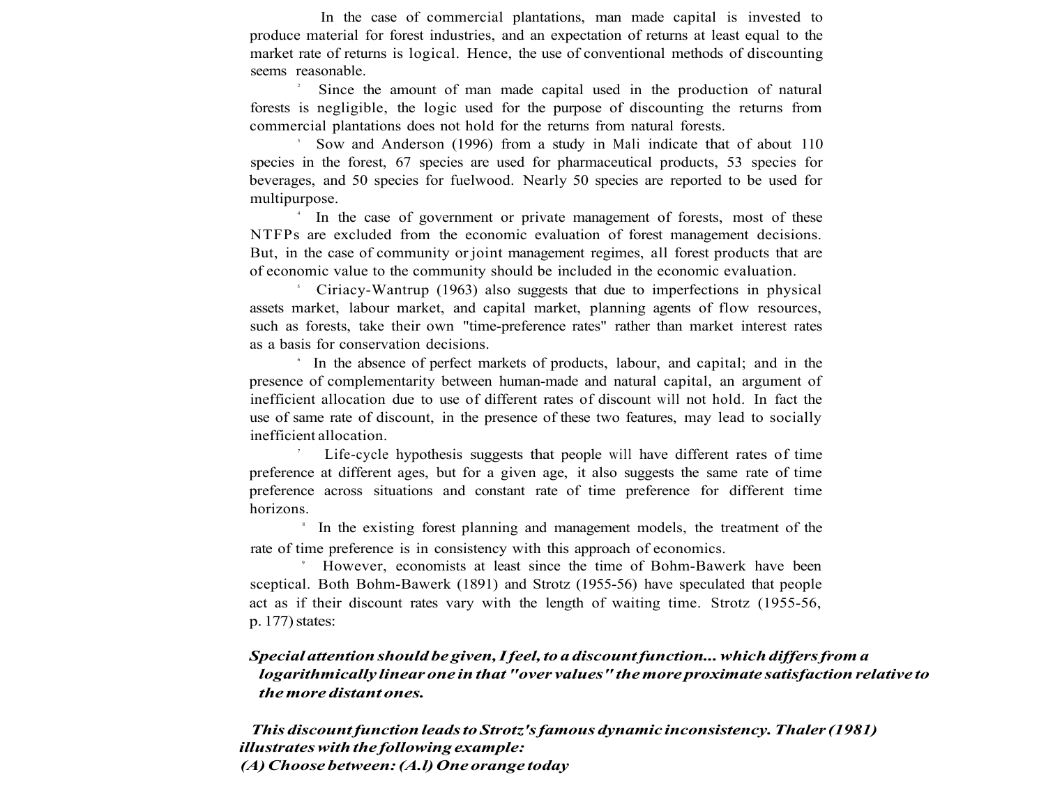In the case of commercial plantations, man made capital is invested to produce material for forest industries, and an expectation of returns at least equal to the market rate of returns is logical. Hence, the use of conventional methods of discounting seems reasonable.

[2] Since the amount of man made capital used in the production of natural forests is negligible, the logic used for the purpose of discounting the returns from commercial plantations does not hold for the returns from natural forests.

[3] Sow and Anderson (1996) from a study in Mali indicate that of about 110 species in the forest, 67 species are used for pharmaceutical products, 53 species for beverages, and 50 species for fuelwood. Nearly 50 species are reported to be used for multipurpose.

[4] In the case of government or private management of forests, most of these NTFPs are excluded from the economic evaluation of forest management decisions. But, in the case of community or joint management regimes, all forest products that are of economic value to the community should be included in the economic evaluation.

[5] Ciriacy-Wantrup (1963) also suggests that due to imperfections in physical assets market, labour market, and capital market, planning agents of flow resources, such as forests, take their own "time-preference rates" rather than market interest rates as a basis for conservation decisions.

[6] In the absence of perfect markets of products, labour, and capital; and in the presence of complementarity between human-made and natural capital, an argument of inefficient allocation due to use of different rates of discount will not hold. In fact the use of same rate of discount, in the presence of these two features, may lead to socially inefficient allocation.

[7] Life-cycle hypothesis suggests that people will have different rates of time preference at different ages, but for a given age, it also suggests the same rate of time preference across situations and constant rate of time preference for different time horizons.

[8] In the existing forest planning and management models, the treatment of the rate of time preference is in consistency with this approach of economics.

[9] However, economists at least since the time of Bohm-Bawerk have been sceptical. Both Bohm-Bawerk (1891) and Strotz (1955-56) have speculated that people act as if their discount rates vary with the length of waiting time. Strotz (1955-56, p. 177) states:

> ***Special attention should be given, I feel, to a discount function... which differs from a logarithmically linear one in that "over values" the more proximate satisfaction relative to the more distant ones.***

***This discount function leads to Strotz's famous dynamic inconsistency. Thaler (1981) illustrates with the following example:***

***(A) Choose between: (A.l) One orange today***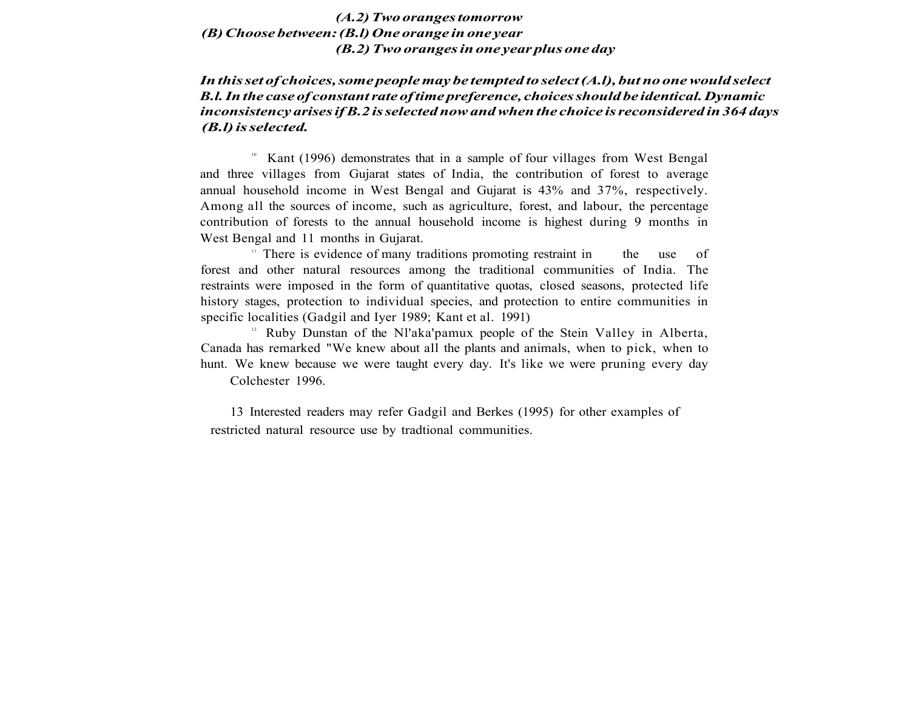*(A.2) Two oranges tomorrow*

*(B) Choose between: (B.l) One orange in one year*

*(B.2) Two oranges in one year plus one day*

***In this set of choices, some people may be tempted to select (A.l), but no one would select B.l. In the case of constant rate of time preference, choices should be identical. Dynamic inconsistency arises if B.2 is selected now and when the choice is reconsidered in 364 days (B.l) is selected.***

[10] Kant (1996) demonstrates that in a sample of four villages from West Bengal and three villages from Gujarat states of India, the contribution of forest to average annual household income in West Bengal and Gujarat is 43% and 37%, respectively. Among all the sources of income, such as agriculture, forest, and labour, the percentage contribution of forests to the annual household income is highest during 9 months in West Bengal and 11 months in Gujarat.

[11] There is evidence of many traditions promoting restraint in the use of forest and other natural resources among the traditional communities of India. The restraints were imposed in the form of quantitative quotas, closed seasons, protected life history stages, protection to individual species, and protection to entire communities in specific localities (Gadgil and Iyer 1989; Kant et al. 1991)

[12] Ruby Dunstan of the Nl'aka'pamux people of the Stein Valley in Alberta, Canada has remarked "We knew about all the plants and animals, when to pick, when to hunt. We knew because we were taught every day. It's like we were pruning every day Colchester 1996.

13 Interested readers may refer Gadgil and Berkes (1995) for other examples of restricted natural resource use by tradtional communities.